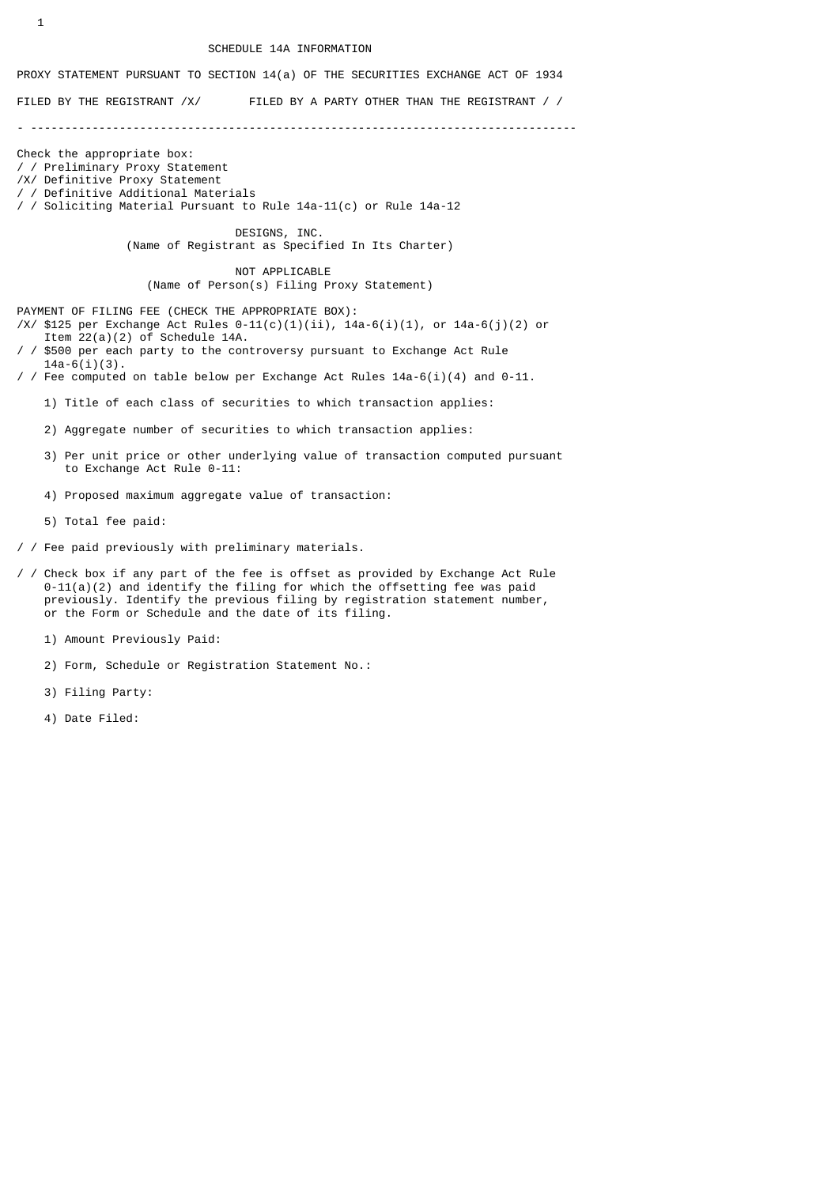# SCHEDULE 14A INFORMATION

PROXY STATEMENT PURSUANT TO SECTION 14(a) OF THE SECURITIES EXCHANGE ACT OF 1934

FILED BY THE REGISTRANT /X/ FILED BY A PARTY OTHER THAN THE REGISTRANT / /

---

Check the appropriate box:

/ / Preliminary Proxy Statement
/X/ Definitive Proxy Statement
/ / Definitive Additional Materials
/ / Soliciting Material Pursuant to Rule 14a-11(c) or Rule 14a-12

**DESIGNS, INC.**
(Name of Registrant as Specified In Its Charter)

**NOT APPLICABLE**
(Name of Person(s) Filing Proxy Statement)

PAYMENT OF FILING FEE (CHECK THE APPROPRIATE BOX):

/X/ $125 per Exchange Act Rules 0-11(c)(1)(ii), 14a-6(i)(1), or 14a-6(j)(2) or Item 22(a)(2) of Schedule 14A.

/ / $500 per each party to the controversy pursuant to Exchange Act Rule 14a-6(i)(3).

/ / Fee computed on table below per Exchange Act Rules 14a-6(i)(4) and 0-11.

1) Title of each class of securities to which transaction applies:

2) Aggregate number of securities to which transaction applies:

3) Per unit price or other underlying value of transaction computed pursuant to Exchange Act Rule 0-11:

4) Proposed maximum aggregate value of transaction:

5) Total fee paid:

/ / Fee paid previously with preliminary materials.

/ / Check box if any part of the fee is offset as provided by Exchange Act Rule 0-11(a)(2) and identify the filing for which the offsetting fee was paid previously. Identify the previous filing by registration statement number, or the Form or Schedule and the date of its filing.

1) Amount Previously Paid:

2) Form, Schedule or Registration Statement No.:

3) Filing Party:

4) Date Filed: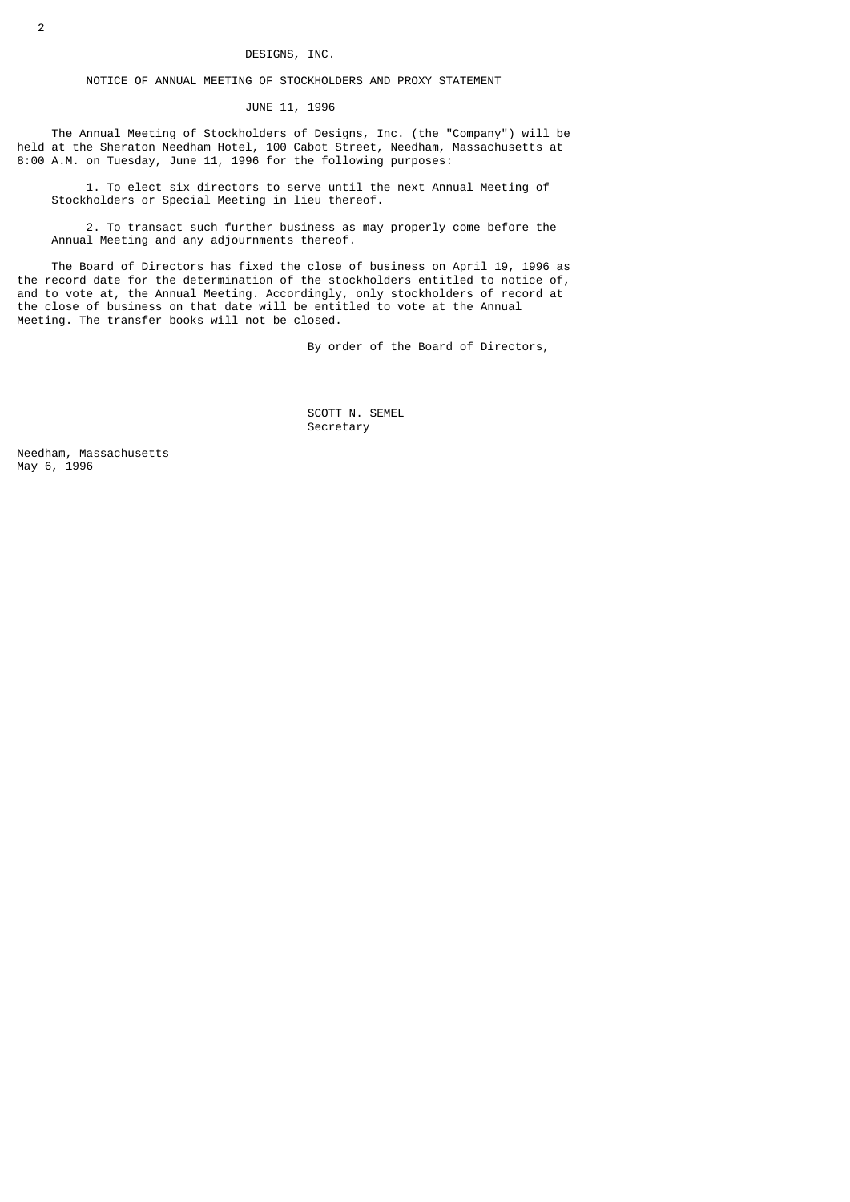# DESIGNS, INC.

## NOTICE OF ANNUAL MEETING OF STOCKHOLDERS AND PROXY STATEMENT

### JUNE 11, 1996

The Annual Meeting of Stockholders of Designs, Inc. (the "Company") will be held at the Sheraton Needham Hotel, 100 Cabot Street, Needham, Massachusetts at 8:00 A.M. on Tuesday, June 11, 1996 for the following purposes:

1. To elect six directors to serve until the next Annual Meeting of Stockholders or Special Meeting in lieu thereof.

2. To transact such further business as may properly come before the Annual Meeting and any adjournments thereof.

The Board of Directors has fixed the close of business on April 19, 1996 as the record date for the determination of the stockholders entitled to notice of, and to vote at, the Annual Meeting. Accordingly, only stockholders of record at the close of business on that date will be entitled to vote at the Annual Meeting. The transfer books will not be closed.

By order of the Board of Directors,

SCOTT N. SEMEL
Secretary

Needham, Massachusetts
May 6, 1996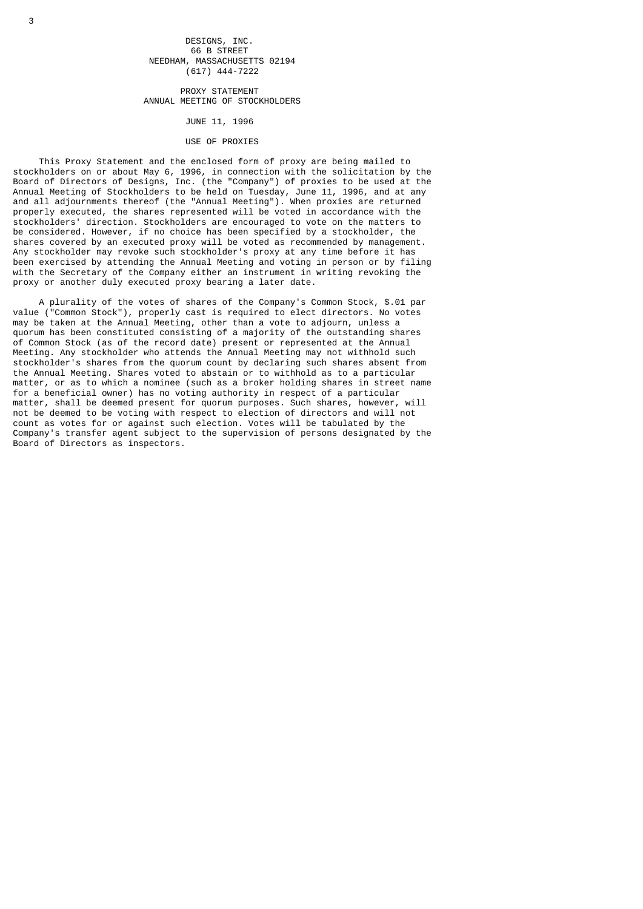DESIGNS, INC.
66 B STREET
NEEDHAM, MASSACHUSETTS 02194
(617) 444-7222

# PROXY STATEMENT
## ANNUAL MEETING OF STOCKHOLDERS

JUNE 11, 1996

## USE OF PROXIES

This Proxy Statement and the enclosed form of proxy are being mailed to stockholders on or about May 6, 1996, in connection with the solicitation by the Board of Directors of Designs, Inc. (the "Company") of proxies to be used at the Annual Meeting of Stockholders to be held on Tuesday, June 11, 1996, and at any and all adjournments thereof (the "Annual Meeting"). When proxies are returned properly executed, the shares represented will be voted in accordance with the stockholders' direction. Stockholders are encouraged to vote on the matters to be considered. However, if no choice has been specified by a stockholder, the shares covered by an executed proxy will be voted as recommended by management. Any stockholder may revoke such stockholder's proxy at any time before it has been exercised by attending the Annual Meeting and voting in person or by filing with the Secretary of the Company either an instrument in writing revoking the proxy or another duly executed proxy bearing a later date.

A plurality of the votes of shares of the Company's Common Stock, $.01 par value ("Common Stock"), properly cast is required to elect directors. No votes may be taken at the Annual Meeting, other than a vote to adjourn, unless a quorum has been constituted consisting of a majority of the outstanding shares of Common Stock (as of the record date) present or represented at the Annual Meeting. Any stockholder who attends the Annual Meeting may not withhold such stockholder's shares from the quorum count by declaring such shares absent from the Annual Meeting. Shares voted to abstain or to withhold as to a particular matter, or as to which a nominee (such as a broker holding shares in street name for a beneficial owner) has no voting authority in respect of a particular matter, shall be deemed present for quorum purposes. Such shares, however, will not be deemed to be voting with respect to election of directors and will not count as votes for or against such election. Votes will be tabulated by the Company's transfer agent subject to the supervision of persons designated by the Board of Directors as inspectors.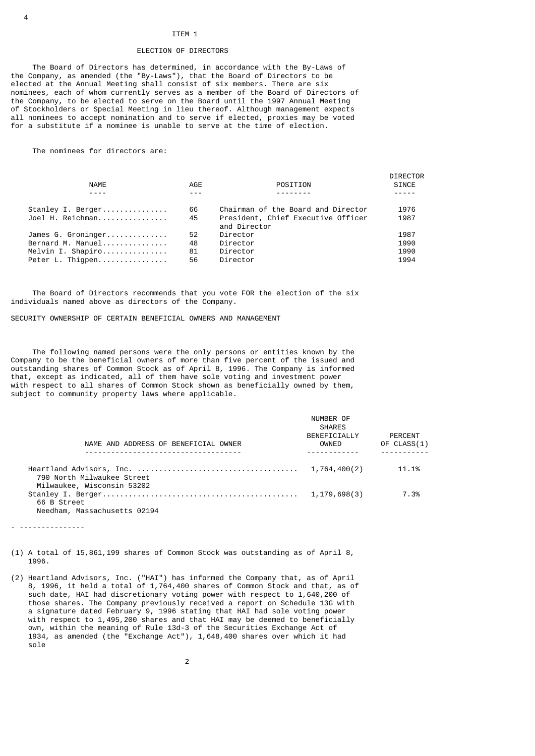# ITEM 1

## ELECTION OF DIRECTORS

The Board of Directors has determined, in accordance with the By-Laws of the Company, as amended (the "By-Laws"), that the Board of Directors to be elected at the Annual Meeting shall consist of six members. There are six nominees, each of whom currently serves as a member of the Board of Directors of the Company, to be elected to serve on the Board until the 1997 Annual Meeting of Stockholders or Special Meeting in lieu thereof. Although management expects all nominees to accept nomination and to serve if elected, proxies may be voted for a substitute if a nominee is unable to serve at the time of election.

The nominees for directors are:

| NAME | AGE | POSITION | DIRECTOR SINCE |
|---|---|---|---|
| Stanley I. Berger | 66 | Chairman of the Board and Director | 1976 |
| Joel H. Reichman | 45 | President, Chief Executive Officer and Director | 1987 |
| James G. Groninger | 52 | Director | 1987 |
| Bernard M. Manuel | 48 | Director | 1990 |
| Melvin I. Shapiro | 81 | Director | 1990 |
| Peter L. Thigpen | 56 | Director | 1994 |

The Board of Directors recommends that you vote FOR the election of the six individuals named above as directors of the Company.

## SECURITY OWNERSHIP OF CERTAIN BENEFICIAL OWNERS AND MANAGEMENT

The following named persons were the only persons or entities known by the Company to be the beneficial owners of more than five percent of the issued and outstanding shares of Common Stock as of April 8, 1996. The Company is informed that, except as indicated, all of them have sole voting and investment power with respect to all shares of Common Stock shown as beneficially owned by them, subject to community property laws where applicable.

| NAME AND ADDRESS OF BENEFICIAL OWNER | NUMBER OF SHARES BENEFICIALLY OWNED | PERCENT OF CLASS(1) |
|---|---|---|
| Heartland Advisors, Inc.<br>790 North Milwaukee Street<br>Milwaukee, Wisconsin 53202 | 1,764,400(2) | 11.1% |
| Stanley I. Berger<br>66 B Street<br>Needham, Massachusetts 02194 | 1,179,698(3) | 7.3% |

---

(1) A total of 15,861,199 shares of Common Stock was outstanding as of April 8, 1996.

(2) Heartland Advisors, Inc. ("HAI") has informed the Company that, as of April 8, 1996, it held a total of 1,764,400 shares of Common Stock and that, as of such date, HAI had discretionary voting power with respect to 1,640,200 of those shares. The Company previously received a report on Schedule 13G with a signature dated February 9, 1996 stating that HAI had sole voting power with respect to 1,495,200 shares and that HAI may be deemed to beneficially own, within the meaning of Rule 13d-3 of the Securities Exchange Act of 1934, as amended (the "Exchange Act"), 1,648,400 shares over which it had sole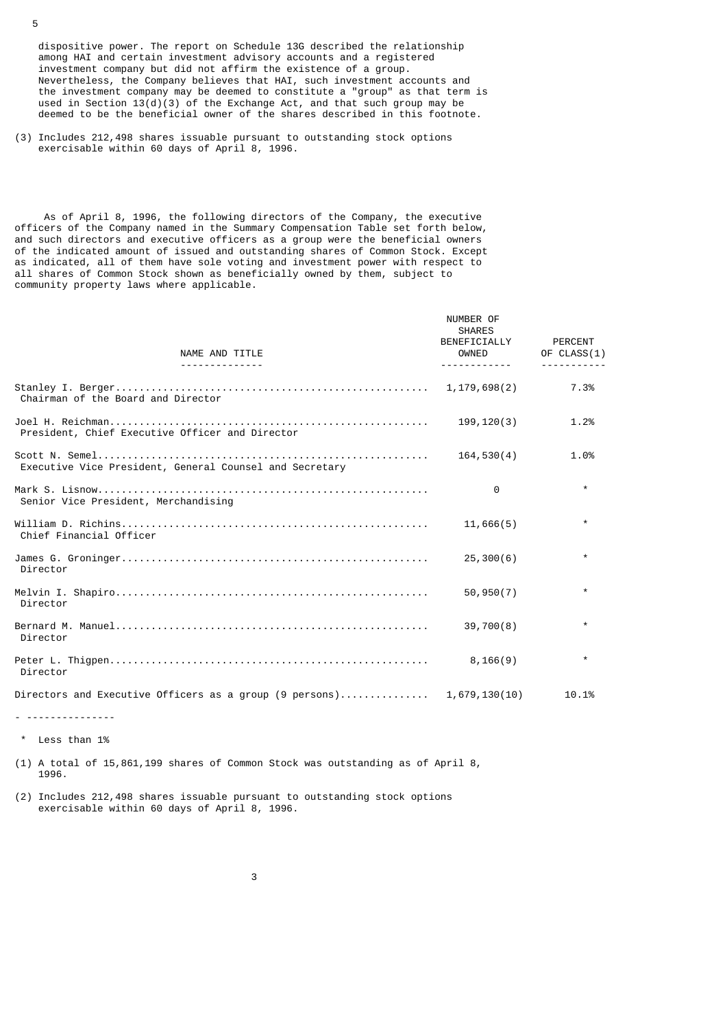dispositive power. The report on Schedule 13G described the relationship among HAI and certain investment advisory accounts and a registered investment company but did not affirm the existence of a group. Nevertheless, the Company believes that HAI, such investment accounts and the investment company may be deemed to constitute a "group" as that term is used in Section 13(d)(3) of the Exchange Act, and that such group may be deemed to be the beneficial owner of the shares described in this footnote.

(3) Includes 212,498 shares issuable pursuant to outstanding stock options exercisable within 60 days of April 8, 1996.

As of April 8, 1996, the following directors of the Company, the executive officers of the Company named in the Summary Compensation Table set forth below, and such directors and executive officers as a group were the beneficial owners of the indicated amount of issued and outstanding shares of Common Stock. Except as indicated, all of them have sole voting and investment power with respect to all shares of Common Stock shown as beneficially owned by them, subject to community property laws where applicable.

| NAME AND TITLE | NUMBER OF SHARES BENEFICIALLY OWNED | PERCENT OF CLASS(1) |
|---|---|---|
| Stanley I. Berger<br>Chairman of the Board and Director | 1,179,698(2) | 7.3% |
| Joel H. Reichman<br>President, Chief Executive Officer and Director | 199,120(3) | 1.2% |
| Scott N. Semel<br>Executive Vice President, General Counsel and Secretary | 164,530(4) | 1.0% |
| Mark S. Lisnow<br>Senior Vice President, Merchandising | 0 | * |
| William D. Richins<br>Chief Financial Officer | 11,666(5) | * |
| James G. Groninger<br>Director | 25,300(6) | * |
| Melvin I. Shapiro<br>Director | 50,950(7) | * |
| Bernard M. Manuel<br>Director | 39,700(8) | * |
| Peter L. Thigpen<br>Director | 8,166(9) | * |
| Directors and Executive Officers as a group (9 persons) | 1,679,130(10) | 10.1% |

---------------

\* Less than 1%

(1) A total of 15,861,199 shares of Common Stock was outstanding as of April 8, 1996.

(2) Includes 212,498 shares issuable pursuant to outstanding stock options exercisable within 60 days of April 8, 1996.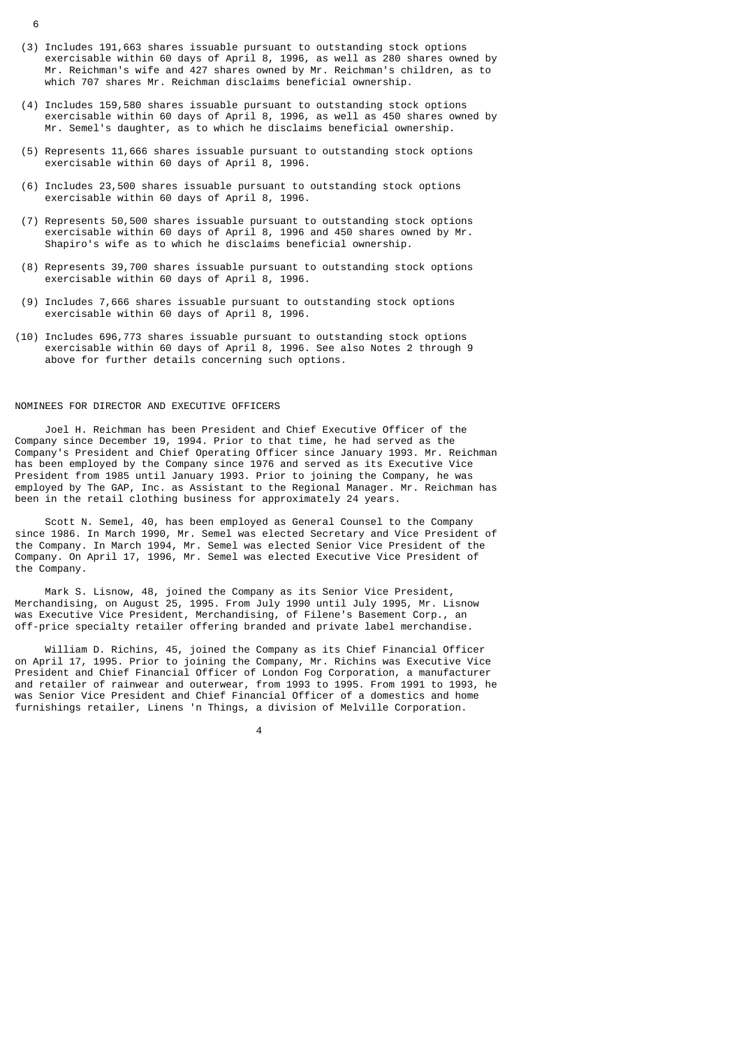(3) Includes 191,663 shares issuable pursuant to outstanding stock options exercisable within 60 days of April 8, 1996, as well as 280 shares owned by Mr. Reichman's wife and 427 shares owned by Mr. Reichman's children, as to which 707 shares Mr. Reichman disclaims beneficial ownership.

(4) Includes 159,580 shares issuable pursuant to outstanding stock options exercisable within 60 days of April 8, 1996, as well as 450 shares owned by Mr. Semel's daughter, as to which he disclaims beneficial ownership.

(5) Represents 11,666 shares issuable pursuant to outstanding stock options exercisable within 60 days of April 8, 1996.

(6) Includes 23,500 shares issuable pursuant to outstanding stock options exercisable within 60 days of April 8, 1996.

(7) Represents 50,500 shares issuable pursuant to outstanding stock options exercisable within 60 days of April 8, 1996 and 450 shares owned by Mr. Shapiro's wife as to which he disclaims beneficial ownership.

(8) Represents 39,700 shares issuable pursuant to outstanding stock options exercisable within 60 days of April 8, 1996.

(9) Includes 7,666 shares issuable pursuant to outstanding stock options exercisable within 60 days of April 8, 1996.

(10) Includes 696,773 shares issuable pursuant to outstanding stock options exercisable within 60 days of April 8, 1996. See also Notes 2 through 9 above for further details concerning such options.

## NOMINEES FOR DIRECTOR AND EXECUTIVE OFFICERS

Joel H. Reichman has been President and Chief Executive Officer of the Company since December 19, 1994. Prior to that time, he had served as the Company's President and Chief Operating Officer since January 1993. Mr. Reichman has been employed by the Company since 1976 and served as its Executive Vice President from 1985 until January 1993. Prior to joining the Company, he was employed by The GAP, Inc. as Assistant to the Regional Manager. Mr. Reichman has been in the retail clothing business for approximately 24 years.

Scott N. Semel, 40, has been employed as General Counsel to the Company since 1986. In March 1990, Mr. Semel was elected Secretary and Vice President of the Company. In March 1994, Mr. Semel was elected Senior Vice President of the Company. On April 17, 1996, Mr. Semel was elected Executive Vice President of the Company.

Mark S. Lisnow, 48, joined the Company as its Senior Vice President, Merchandising, on August 25, 1995. From July 1990 until July 1995, Mr. Lisnow was Executive Vice President, Merchandising, of Filene's Basement Corp., an off-price specialty retailer offering branded and private label merchandise.

William D. Richins, 45, joined the Company as its Chief Financial Officer on April 17, 1995. Prior to joining the Company, Mr. Richins was Executive Vice President and Chief Financial Officer of London Fog Corporation, a manufacturer and retailer of rainwear and outerwear, from 1993 to 1995. From 1991 to 1993, he was Senior Vice President and Chief Financial Officer of a domestics and home furnishings retailer, Linens 'n Things, a division of Melville Corporation.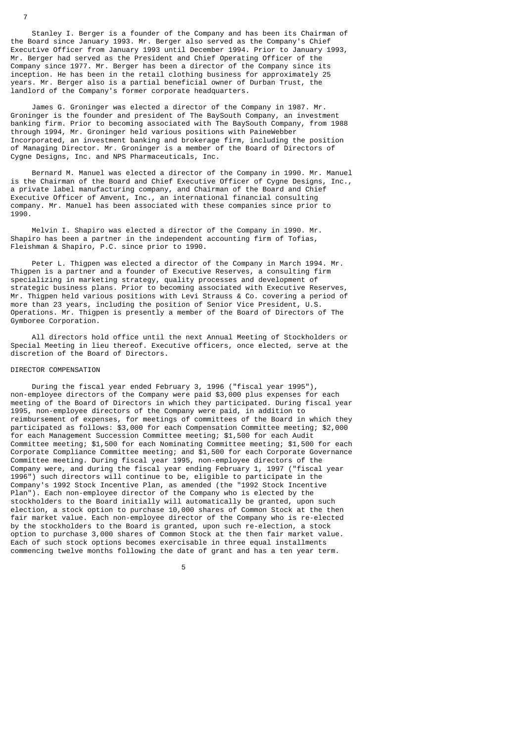Stanley I. Berger is a founder of the Company and has been its Chairman of the Board since January 1993. Mr. Berger also served as the Company's Chief Executive Officer from January 1993 until December 1994. Prior to January 1993, Mr. Berger had served as the President and Chief Operating Officer of the Company since 1977. Mr. Berger has been a director of the Company since its inception. He has been in the retail clothing business for approximately 25 years. Mr. Berger also is a partial beneficial owner of Durban Trust, the landlord of the Company's former corporate headquarters.

James G. Groninger was elected a director of the Company in 1987. Mr. Groninger is the founder and president of The BaySouth Company, an investment banking firm. Prior to becoming associated with The BaySouth Company, from 1988 through 1994, Mr. Groninger held various positions with PaineWebber Incorporated, an investment banking and brokerage firm, including the position of Managing Director. Mr. Groninger is a member of the Board of Directors of Cygne Designs, Inc. and NPS Pharmaceuticals, Inc.

Bernard M. Manuel was elected a director of the Company in 1990. Mr. Manuel is the Chairman of the Board and Chief Executive Officer of Cygne Designs, Inc., a private label manufacturing company, and Chairman of the Board and Chief Executive Officer of Amvent, Inc., an international financial consulting company. Mr. Manuel has been associated with these companies since prior to 1990.

Melvin I. Shapiro was elected a director of the Company in 1990. Mr. Shapiro has been a partner in the independent accounting firm of Tofias, Fleishman & Shapiro, P.C. since prior to 1990.

Peter L. Thigpen was elected a director of the Company in March 1994. Mr. Thigpen is a partner and a founder of Executive Reserves, a consulting firm specializing in marketing strategy, quality processes and development of strategic business plans. Prior to becoming associated with Executive Reserves, Mr. Thigpen held various positions with Levi Strauss & Co. covering a period of more than 23 years, including the position of Senior Vice President, U.S. Operations. Mr. Thigpen is presently a member of the Board of Directors of The Gymboree Corporation.

All directors hold office until the next Annual Meeting of Stockholders or Special Meeting in lieu thereof. Executive officers, once elected, serve at the discretion of the Board of Directors.

## DIRECTOR COMPENSATION

During the fiscal year ended February 3, 1996 ("fiscal year 1995"), non-employee directors of the Company were paid $3,000 plus expenses for each meeting of the Board of Directors in which they participated. During fiscal year 1995, non-employee directors of the Company were paid, in addition to reimbursement of expenses, for meetings of committees of the Board in which they participated as follows: $3,000 for each Compensation Committee meeting; $2,000 for each Management Succession Committee meeting; $1,500 for each Audit Committee meeting; $1,500 for each Nominating Committee meeting; $1,500 for each Corporate Compliance Committee meeting; and $1,500 for each Corporate Governance Committee meeting. During fiscal year 1995, non-employee directors of the Company were, and during the fiscal year ending February 1, 1997 ("fiscal year 1996") such directors will continue to be, eligible to participate in the Company's 1992 Stock Incentive Plan, as amended (the "1992 Stock Incentive Plan"). Each non-employee director of the Company who is elected by the stockholders to the Board initially will automatically be granted, upon such election, a stock option to purchase 10,000 shares of Common Stock at the then fair market value. Each non-employee director of the Company who is re-elected by the stockholders to the Board is granted, upon such re-election, a stock option to purchase 3,000 shares of Common Stock at the then fair market value. Each of such stock options becomes exercisable in three equal installments commencing twelve months following the date of grant and has a ten year term.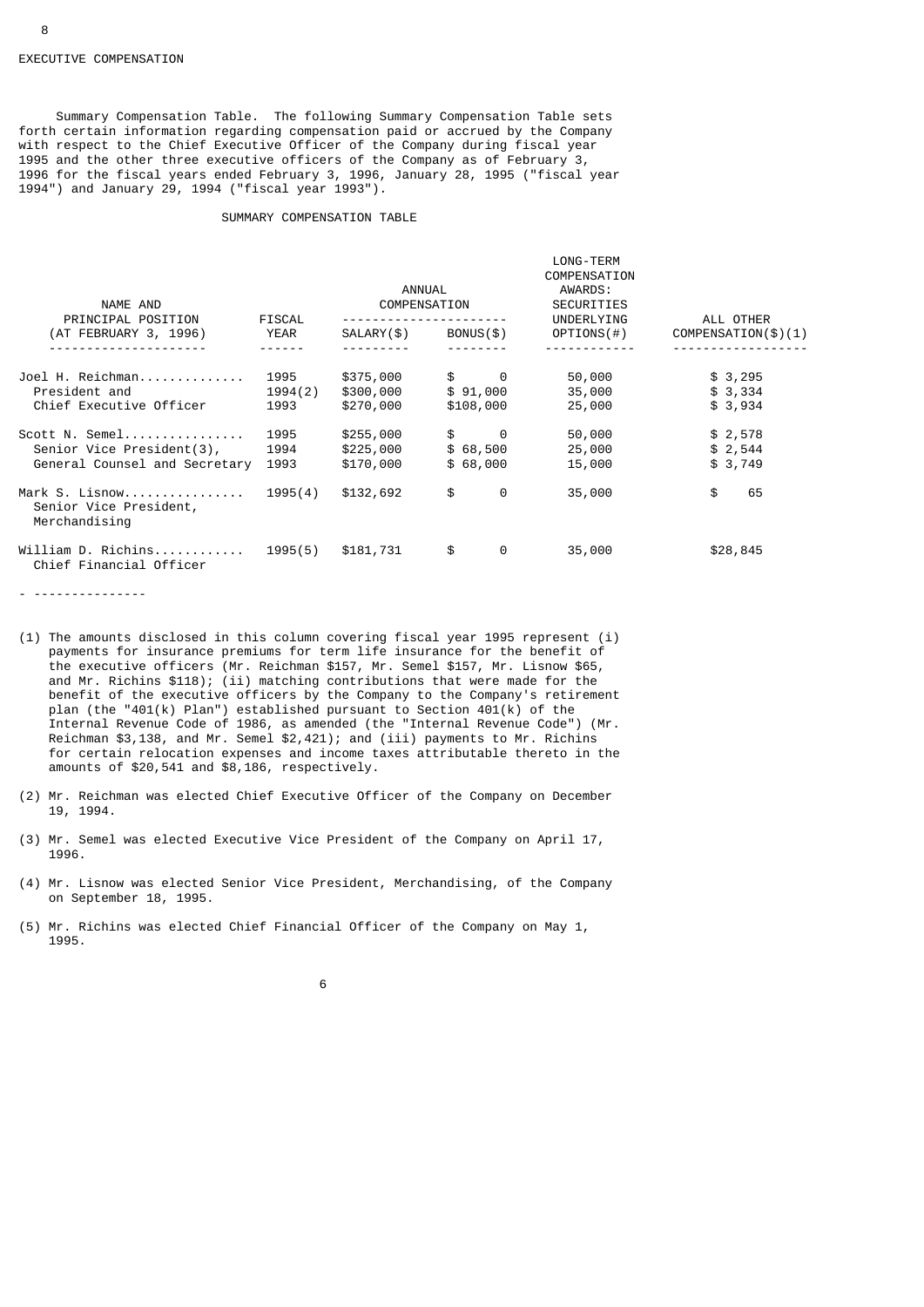## EXECUTIVE COMPENSATION

Summary Compensation Table. The following Summary Compensation Table sets forth certain information regarding compensation paid or accrued by the Company with respect to the Chief Executive Officer of the Company during fiscal year 1995 and the other three executive officers of the Company as of February 3, 1996 for the fiscal years ended February 3, 1996, January 28, 1995 ("fiscal year 1994") and January 29, 1994 ("fiscal year 1993").

### SUMMARY COMPENSATION TABLE

| NAME AND PRINCIPAL POSITION (AT FEBRUARY 3, 1996) | FISCAL YEAR | ANNUAL COMPENSATION | | LONG-TERM COMPENSATION AWARDS: SECURITIES UNDERLYING OPTIONS(#) | ALL OTHER COMPENSATION($)(1) |
|---|---|---|---|---|---|
| | | SALARY($) | BONUS($) | | |
| Joel H. Reichman.............. | 1995 | $375,000 | $ 0 | 50,000 | $ 3,295 |
| President and | 1994(2) | $300,000 | $ 91,000 | 35,000 | $ 3,334 |
| Chief Executive Officer | 1993 | $270,000 | $108,000 | 25,000 | $ 3,934 |
| Scott N. Semel................ | 1995 | $255,000 | $ 0 | 50,000 | $ 2,578 |
| Senior Vice President(3), | 1994 | $225,000 | $ 68,500 | 25,000 | $ 2,544 |
| General Counsel and Secretary | 1993 | $170,000 | $ 68,000 | 15,000 | $ 3,749 |
| Mark S. Lisnow................ Senior Vice President, Merchandising | 1995(4) | $132,692 | $ 0 | 35,000 | $ 65 |
| William D. Richins............ Chief Financial Officer | 1995(5) | $181,731 | $ 0 | 35,000 | $28,845 |

---------------

(1) The amounts disclosed in this column covering fiscal year 1995 represent (i) payments for insurance premiums for term life insurance for the benefit of the executive officers (Mr. Reichman $157, Mr. Semel $157, Mr. Lisnow $65, and Mr. Richins $118); (ii) matching contributions that were made for the benefit of the executive officers by the Company to the Company's retirement plan (the "401(k) Plan") established pursuant to Section 401(k) of the Internal Revenue Code of 1986, as amended (the "Internal Revenue Code") (Mr. Reichman $3,138, and Mr. Semel $2,421); and (iii) payments to Mr. Richins for certain relocation expenses and income taxes attributable thereto in the amounts of $20,541 and $8,186, respectively.

(2) Mr. Reichman was elected Chief Executive Officer of the Company on December 19, 1994.

(3) Mr. Semel was elected Executive Vice President of the Company on April 17, 1996.

(4) Mr. Lisnow was elected Senior Vice President, Merchandising, of the Company on September 18, 1995.

(5) Mr. Richins was elected Chief Financial Officer of the Company on May 1, 1995.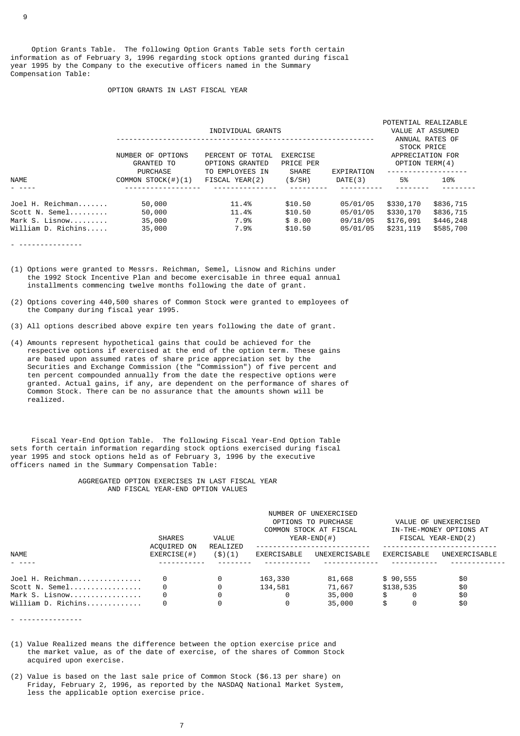Option Grants Table. The following Option Grants Table sets forth certain information as of February 3, 1996 regarding stock options granted during fiscal year 1995 by the Company to the executive officers named in the Summary Compensation Table:

OPTION GRANTS IN LAST FISCAL YEAR

| NAME | INDIVIDUAL GRANTS | | | | POTENTIAL REALIZABLE VALUE AT ASSUMED ANNUAL RATES OF STOCK PRICE APPRECIATION FOR OPTION TERM(4) | |
|---|---|---|---|---|---|---|
| | NUMBER OF OPTIONS GRANTED TO PURCHASE COMMON STOCK(#)(1) | PERCENT OF TOTAL OPTIONS GRANTED TO EMPLOYEES IN FISCAL YEAR(2) | EXERCISE PRICE PER SHARE ($/SH) | EXPIRATION DATE(3) | 5% | 10% |
| Joel H. Reichman....... | 50,000 | 11.4% | $10.50 | 05/01/05 | $330,170 | $836,715 |
| Scott N. Semel......... | 50,000 | 11.4% | $10.50 | 05/01/05 | $330,170 | $836,715 |
| Mark S. Lisnow......... | 35,000 | 7.9% | $ 8.00 | 09/18/05 | $176,091 | $446,248 |
| William D. Richins..... | 35,000 | 7.9% | $10.50 | 05/01/05 | $231,119 | $585,700 |

- ---------------

(1) Options were granted to Messrs. Reichman, Semel, Lisnow and Richins under the 1992 Stock Incentive Plan and become exercisable in three equal annual installments commencing twelve months following the date of grant.

(2) Options covering 440,500 shares of Common Stock were granted to employees of the Company during fiscal year 1995.

(3) All options described above expire ten years following the date of grant.

(4) Amounts represent hypothetical gains that could be achieved for the respective options if exercised at the end of the option term. These gains are based upon assumed rates of share price appreciation set by the Securities and Exchange Commission (the "Commission") of five percent and ten percent compounded annually from the date the respective options were granted. Actual gains, if any, are dependent on the performance of shares of Common Stock. There can be no assurance that the amounts shown will be realized.

Fiscal Year-End Option Table. The following Fiscal Year-End Option Table sets forth certain information regarding stock options exercised during fiscal year 1995 and stock options held as of February 3, 1996 by the executive officers named in the Summary Compensation Table:

AGGREGATED OPTION EXERCISES IN LAST FISCAL YEAR AND FISCAL YEAR-END OPTION VALUES

| NAME | SHARES ACQUIRED ON EXERCISE(#) | VALUE REALIZED ($)(1) | NUMBER OF UNEXERCISED OPTIONS TO PURCHASE COMMON STOCK AT FISCAL YEAR-END(#) | | VALUE OF UNEXERCISED IN-THE-MONEY OPTIONS AT FISCAL YEAR-END(2) | |
|---|---|---|---|---|---|---|
| | | | EXERCISABLE | UNEXERCISABLE | EXERCISABLE | UNEXERCISABLE |
| Joel H. Reichman............... | 0 | 0 | 163,330 | 81,668 | $ 90,555 | $0 |
| Scott N. Semel................. | 0 | 0 | 134,581 | 71,667 | $138,535 | $0 |
| Mark S. Lisnow................. | 0 | 0 | 0 | 35,000 | $ 0 | $0 |
| William D. Richins............. | 0 | 0 | 0 | 35,000 | $ 0 | $0 |

- ---------------

(1) Value Realized means the difference between the option exercise price and the market value, as of the date of exercise, of the shares of Common Stock acquired upon exercise.

(2) Value is based on the last sale price of Common Stock ($6.13 per share) on Friday, February 2, 1996, as reported by the NASDAQ National Market System, less the applicable option exercise price.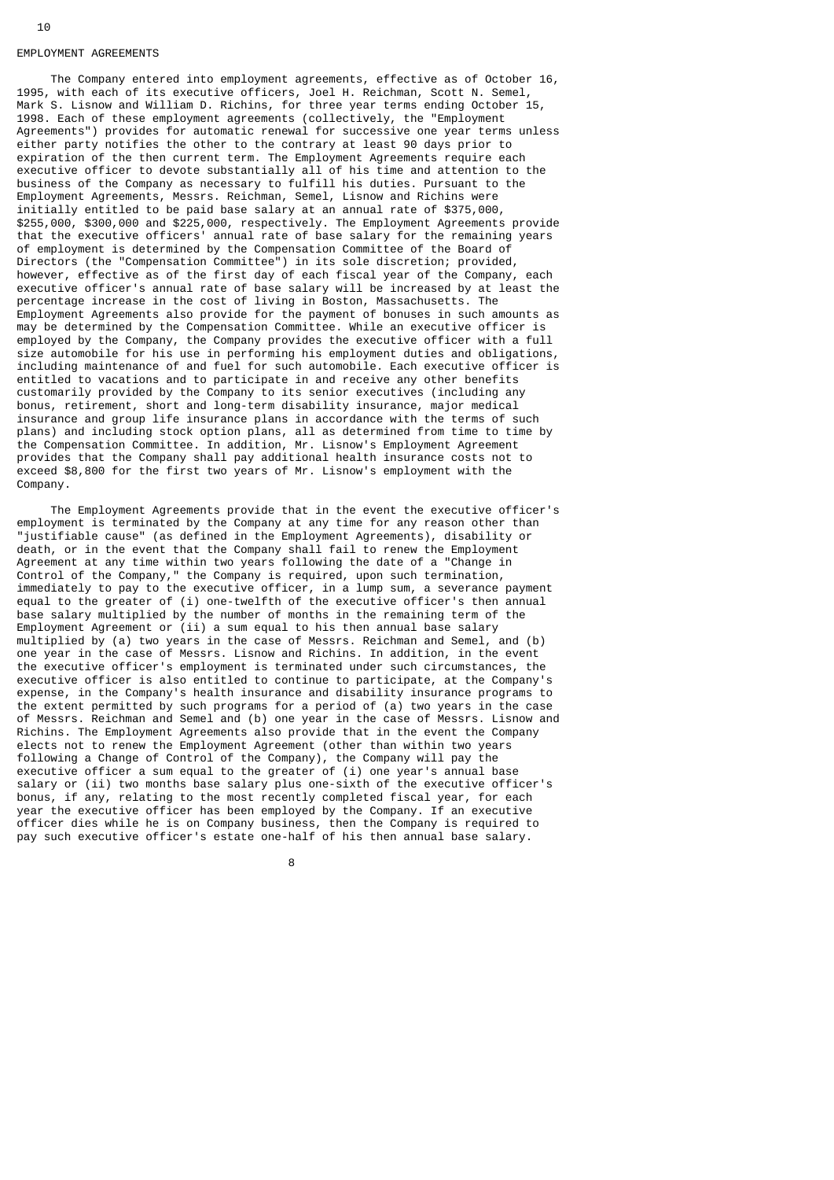## EMPLOYMENT AGREEMENTS

The Company entered into employment agreements, effective as of October 16, 1995, with each of its executive officers, Joel H. Reichman, Scott N. Semel, Mark S. Lisnow and William D. Richins, for three year terms ending October 15, 1998. Each of these employment agreements (collectively, the "Employment Agreements") provides for automatic renewal for successive one year terms unless either party notifies the other to the contrary at least 90 days prior to expiration of the then current term. The Employment Agreements require each executive officer to devote substantially all of his time and attention to the business of the Company as necessary to fulfill his duties. Pursuant to the Employment Agreements, Messrs. Reichman, Semel, Lisnow and Richins were initially entitled to be paid base salary at an annual rate of $375,000, $255,000, $300,000 and $225,000, respectively. The Employment Agreements provide that the executive officers' annual rate of base salary for the remaining years of employment is determined by the Compensation Committee of the Board of Directors (the "Compensation Committee") in its sole discretion; provided, however, effective as of the first day of each fiscal year of the Company, each executive officer's annual rate of base salary will be increased by at least the percentage increase in the cost of living in Boston, Massachusetts. The Employment Agreements also provide for the payment of bonuses in such amounts as may be determined by the Compensation Committee. While an executive officer is employed by the Company, the Company provides the executive officer with a full size automobile for his use in performing his employment duties and obligations, including maintenance of and fuel for such automobile. Each executive officer is entitled to vacations and to participate in and receive any other benefits customarily provided by the Company to its senior executives (including any bonus, retirement, short and long-term disability insurance, major medical insurance and group life insurance plans in accordance with the terms of such plans) and including stock option plans, all as determined from time to time by the Compensation Committee. In addition, Mr. Lisnow's Employment Agreement provides that the Company shall pay additional health insurance costs not to exceed $8,800 for the first two years of Mr. Lisnow's employment with the Company.

The Employment Agreements provide that in the event the executive officer's employment is terminated by the Company at any time for any reason other than "justifiable cause" (as defined in the Employment Agreements), disability or death, or in the event that the Company shall fail to renew the Employment Agreement at any time within two years following the date of a "Change in Control of the Company," the Company is required, upon such termination, immediately to pay to the executive officer, in a lump sum, a severance payment equal to the greater of (i) one-twelfth of the executive officer's then annual base salary multiplied by the number of months in the remaining term of the Employment Agreement or (ii) a sum equal to his then annual base salary multiplied by (a) two years in the case of Messrs. Reichman and Semel, and (b) one year in the case of Messrs. Lisnow and Richins. In addition, in the event the executive officer's employment is terminated under such circumstances, the executive officer is also entitled to continue to participate, at the Company's expense, in the Company's health insurance and disability insurance programs to the extent permitted by such programs for a period of (a) two years in the case of Messrs. Reichman and Semel and (b) one year in the case of Messrs. Lisnow and Richins. The Employment Agreements also provide that in the event the Company elects not to renew the Employment Agreement (other than within two years following a Change of Control of the Company), the Company will pay the executive officer a sum equal to the greater of (i) one year's annual base salary or (ii) two months base salary plus one-sixth of the executive officer's bonus, if any, relating to the most recently completed fiscal year, for each year the executive officer has been employed by the Company. If an executive officer dies while he is on Company business, then the Company is required to pay such executive officer's estate one-half of his then annual base salary.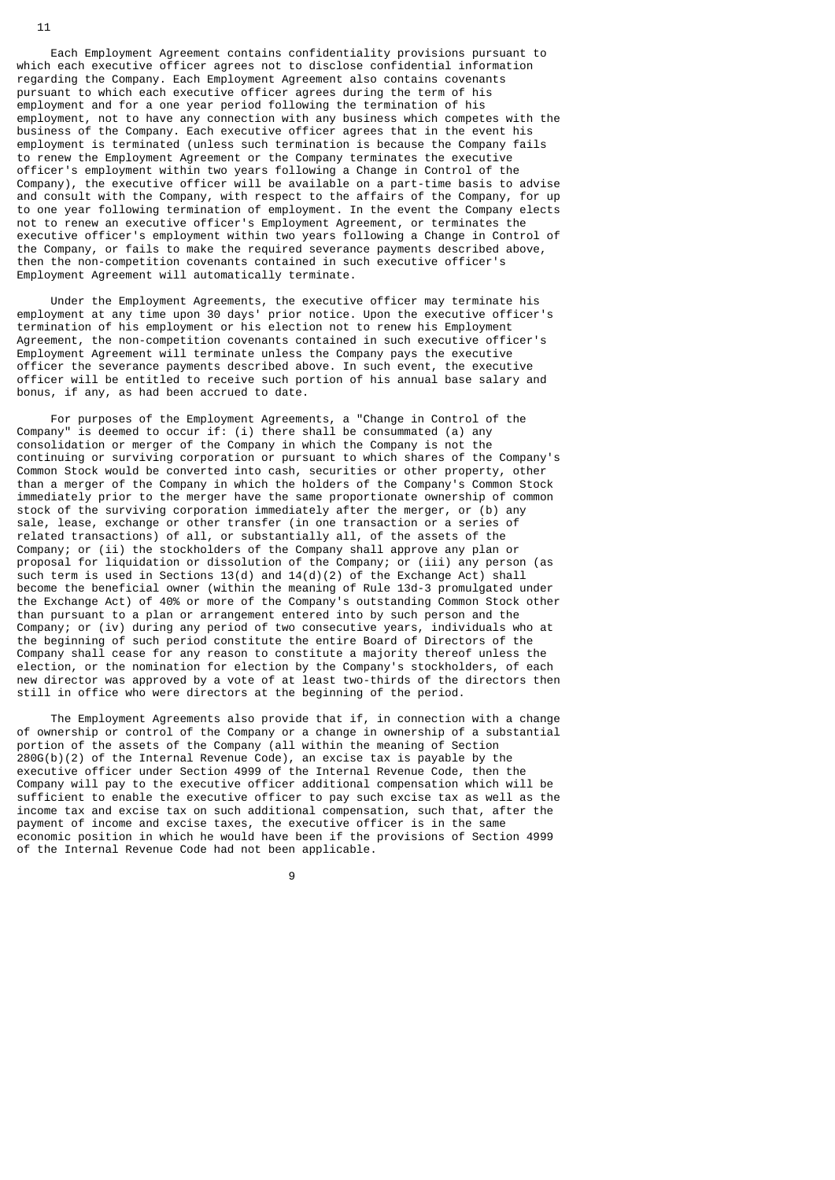Each Employment Agreement contains confidentiality provisions pursuant to which each executive officer agrees not to disclose confidential information regarding the Company. Each Employment Agreement also contains covenants pursuant to which each executive officer agrees during the term of his employment and for a one year period following the termination of his employment, not to have any connection with any business which competes with the business of the Company. Each executive officer agrees that in the event his employment is terminated (unless such termination is because the Company fails to renew the Employment Agreement or the Company terminates the executive officer's employment within two years following a Change in Control of the Company), the executive officer will be available on a part-time basis to advise and consult with the Company, with respect to the affairs of the Company, for up to one year following termination of employment. In the event the Company elects not to renew an executive officer's Employment Agreement, or terminates the executive officer's employment within two years following a Change in Control of the Company, or fails to make the required severance payments described above, then the non-competition covenants contained in such executive officer's Employment Agreement will automatically terminate.

Under the Employment Agreements, the executive officer may terminate his employment at any time upon 30 days' prior notice. Upon the executive officer's termination of his employment or his election not to renew his Employment Agreement, the non-competition covenants contained in such executive officer's Employment Agreement will terminate unless the Company pays the executive officer the severance payments described above. In such event, the executive officer will be entitled to receive such portion of his annual base salary and bonus, if any, as had been accrued to date.

For purposes of the Employment Agreements, a "Change in Control of the Company" is deemed to occur if: (i) there shall be consummated (a) any consolidation or merger of the Company in which the Company is not the continuing or surviving corporation or pursuant to which shares of the Company's Common Stock would be converted into cash, securities or other property, other than a merger of the Company in which the holders of the Company's Common Stock immediately prior to the merger have the same proportionate ownership of common stock of the surviving corporation immediately after the merger, or (b) any sale, lease, exchange or other transfer (in one transaction or a series of related transactions) of all, or substantially all, of the assets of the Company; or (ii) the stockholders of the Company shall approve any plan or proposal for liquidation or dissolution of the Company; or (iii) any person (as such term is used in Sections 13(d) and 14(d)(2) of the Exchange Act) shall become the beneficial owner (within the meaning of Rule 13d-3 promulgated under the Exchange Act) of 40% or more of the Company's outstanding Common Stock other than pursuant to a plan or arrangement entered into by such person and the Company; or (iv) during any period of two consecutive years, individuals who at the beginning of such period constitute the entire Board of Directors of the Company shall cease for any reason to constitute a majority thereof unless the election, or the nomination for election by the Company's stockholders, of each new director was approved by a vote of at least two-thirds of the directors then still in office who were directors at the beginning of the period.

The Employment Agreements also provide that if, in connection with a change of ownership or control of the Company or a change in ownership of a substantial portion of the assets of the Company (all within the meaning of Section 280G(b)(2) of the Internal Revenue Code), an excise tax is payable by the executive officer under Section 4999 of the Internal Revenue Code, then the Company will pay to the executive officer additional compensation which will be sufficient to enable the executive officer to pay such excise tax as well as the income tax and excise tax on such additional compensation, such that, after the payment of income and excise taxes, the executive officer is in the same economic position in which he would have been if the provisions of Section 4999 of the Internal Revenue Code had not been applicable.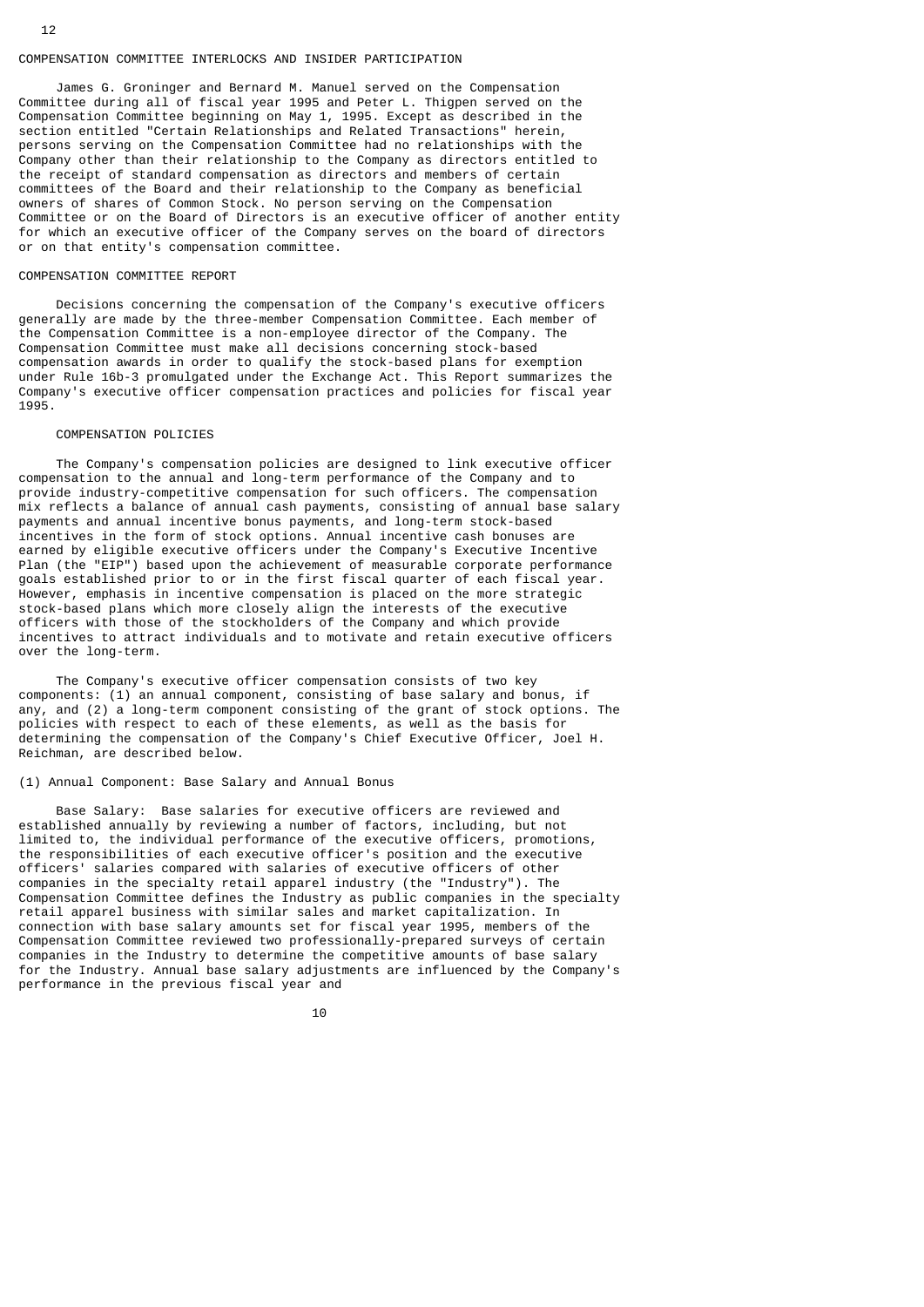## COMPENSATION COMMITTEE INTERLOCKS AND INSIDER PARTICIPATION

James G. Groninger and Bernard M. Manuel served on the Compensation Committee during all of fiscal year 1995 and Peter L. Thigpen served on the Compensation Committee beginning on May 1, 1995. Except as described in the section entitled "Certain Relationships and Related Transactions" herein, persons serving on the Compensation Committee had no relationships with the Company other than their relationship to the Company as directors entitled to the receipt of standard compensation as directors and members of certain committees of the Board and their relationship to the Company as beneficial owners of shares of Common Stock. No person serving on the Compensation Committee or on the Board of Directors is an executive officer of another entity for which an executive officer of the Company serves on the board of directors or on that entity's compensation committee.

## COMPENSATION COMMITTEE REPORT

Decisions concerning the compensation of the Company's executive officers generally are made by the three-member Compensation Committee. Each member of the Compensation Committee is a non-employee director of the Company. The Compensation Committee must make all decisions concerning stock-based compensation awards in order to qualify the stock-based plans for exemption under Rule 16b-3 promulgated under the Exchange Act. This Report summarizes the Company's executive officer compensation practices and policies for fiscal year 1995.

### COMPENSATION POLICIES

The Company's compensation policies are designed to link executive officer compensation to the annual and long-term performance of the Company and to provide industry-competitive compensation for such officers. The compensation mix reflects a balance of annual cash payments, consisting of annual base salary payments and annual incentive bonus payments, and long-term stock-based incentives in the form of stock options. Annual incentive cash bonuses are earned by eligible executive officers under the Company's Executive Incentive Plan (the "EIP") based upon the achievement of measurable corporate performance goals established prior to or in the first fiscal quarter of each fiscal year. However, emphasis in incentive compensation is placed on the more strategic stock-based plans which more closely align the interests of the executive officers with those of the stockholders of the Company and which provide incentives to attract individuals and to motivate and retain executive officers over the long-term.

The Company's executive officer compensation consists of two key components: (1) an annual component, consisting of base salary and bonus, if any, and (2) a long-term component consisting of the grant of stock options. The policies with respect to each of these elements, as well as the basis for determining the compensation of the Company's Chief Executive Officer, Joel H. Reichman, are described below.

### (1) Annual Component: Base Salary and Annual Bonus

Base Salary: Base salaries for executive officers are reviewed and established annually by reviewing a number of factors, including, but not limited to, the individual performance of the executive officers, promotions, the responsibilities of each executive officer's position and the executive officers' salaries compared with salaries of executive officers of other companies in the specialty retail apparel industry (the "Industry"). The Compensation Committee defines the Industry as public companies in the specialty retail apparel business with similar sales and market capitalization. In connection with base salary amounts set for fiscal year 1995, members of the Compensation Committee reviewed two professionally-prepared surveys of certain companies in the Industry to determine the competitive amounts of base salary for the Industry. Annual base salary adjustments are influenced by the Company's performance in the previous fiscal year and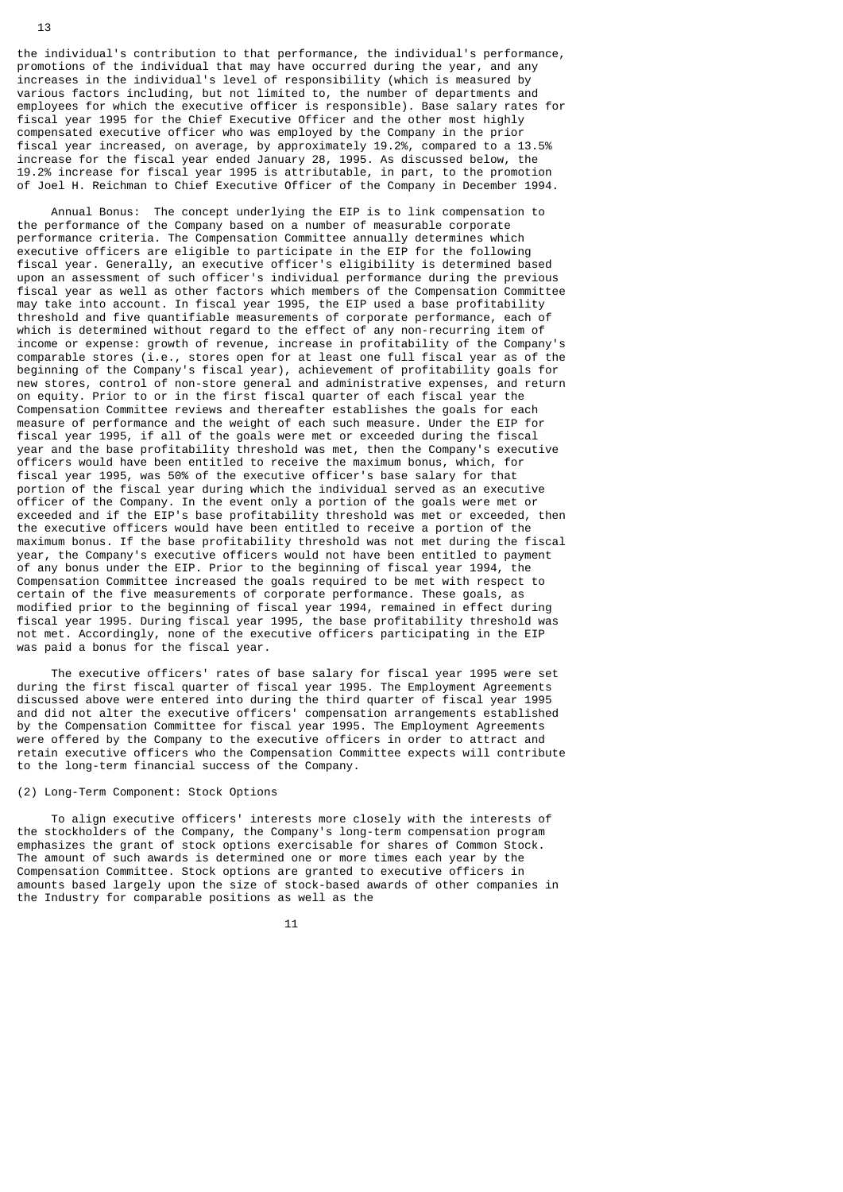the individual's contribution to that performance, the individual's performance, promotions of the individual that may have occurred during the year, and any increases in the individual's level of responsibility (which is measured by various factors including, but not limited to, the number of departments and employees for which the executive officer is responsible). Base salary rates for fiscal year 1995 for the Chief Executive Officer and the other most highly compensated executive officer who was employed by the Company in the prior fiscal year increased, on average, by approximately 19.2%, compared to a 13.5% increase for the fiscal year ended January 28, 1995. As discussed below, the 19.2% increase for fiscal year 1995 is attributable, in part, to the promotion of Joel H. Reichman to Chief Executive Officer of the Company in December 1994.

Annual Bonus: The concept underlying the EIP is to link compensation to the performance of the Company based on a number of measurable corporate performance criteria. The Compensation Committee annually determines which executive officers are eligible to participate in the EIP for the following fiscal year. Generally, an executive officer's eligibility is determined based upon an assessment of such officer's individual performance during the previous fiscal year as well as other factors which members of the Compensation Committee may take into account. In fiscal year 1995, the EIP used a base profitability threshold and five quantifiable measurements of corporate performance, each of which is determined without regard to the effect of any non-recurring item of income or expense: growth of revenue, increase in profitability of the Company's comparable stores (i.e., stores open for at least one full fiscal year as of the beginning of the Company's fiscal year), achievement of profitability goals for new stores, control of non-store general and administrative expenses, and return on equity. Prior to or in the first fiscal quarter of each fiscal year the Compensation Committee reviews and thereafter establishes the goals for each measure of performance and the weight of each such measure. Under the EIP for fiscal year 1995, if all of the goals were met or exceeded during the fiscal year and the base profitability threshold was met, then the Company's executive officers would have been entitled to receive the maximum bonus, which, for fiscal year 1995, was 50% of the executive officer's base salary for that portion of the fiscal year during which the individual served as an executive officer of the Company. In the event only a portion of the goals were met or exceeded and if the EIP's base profitability threshold was met or exceeded, then the executive officers would have been entitled to receive a portion of the maximum bonus. If the base profitability threshold was not met during the fiscal year, the Company's executive officers would not have been entitled to payment of any bonus under the EIP. Prior to the beginning of fiscal year 1994, the Compensation Committee increased the goals required to be met with respect to certain of the five measurements of corporate performance. These goals, as modified prior to the beginning of fiscal year 1994, remained in effect during fiscal year 1995. During fiscal year 1995, the base profitability threshold was not met. Accordingly, none of the executive officers participating in the EIP was paid a bonus for the fiscal year.

The executive officers' rates of base salary for fiscal year 1995 were set during the first fiscal quarter of fiscal year 1995. The Employment Agreements discussed above were entered into during the third quarter of fiscal year 1995 and did not alter the executive officers' compensation arrangements established by the Compensation Committee for fiscal year 1995. The Employment Agreements were offered by the Company to the executive officers in order to attract and retain executive officers who the Compensation Committee expects will contribute to the long-term financial success of the Company.

(2) Long-Term Component: Stock Options

To align executive officers' interests more closely with the interests of the stockholders of the Company, the Company's long-term compensation program emphasizes the grant of stock options exercisable for shares of Common Stock. The amount of such awards is determined one or more times each year by the Compensation Committee. Stock options are granted to executive officers in amounts based largely upon the size of stock-based awards of other companies in the Industry for comparable positions as well as the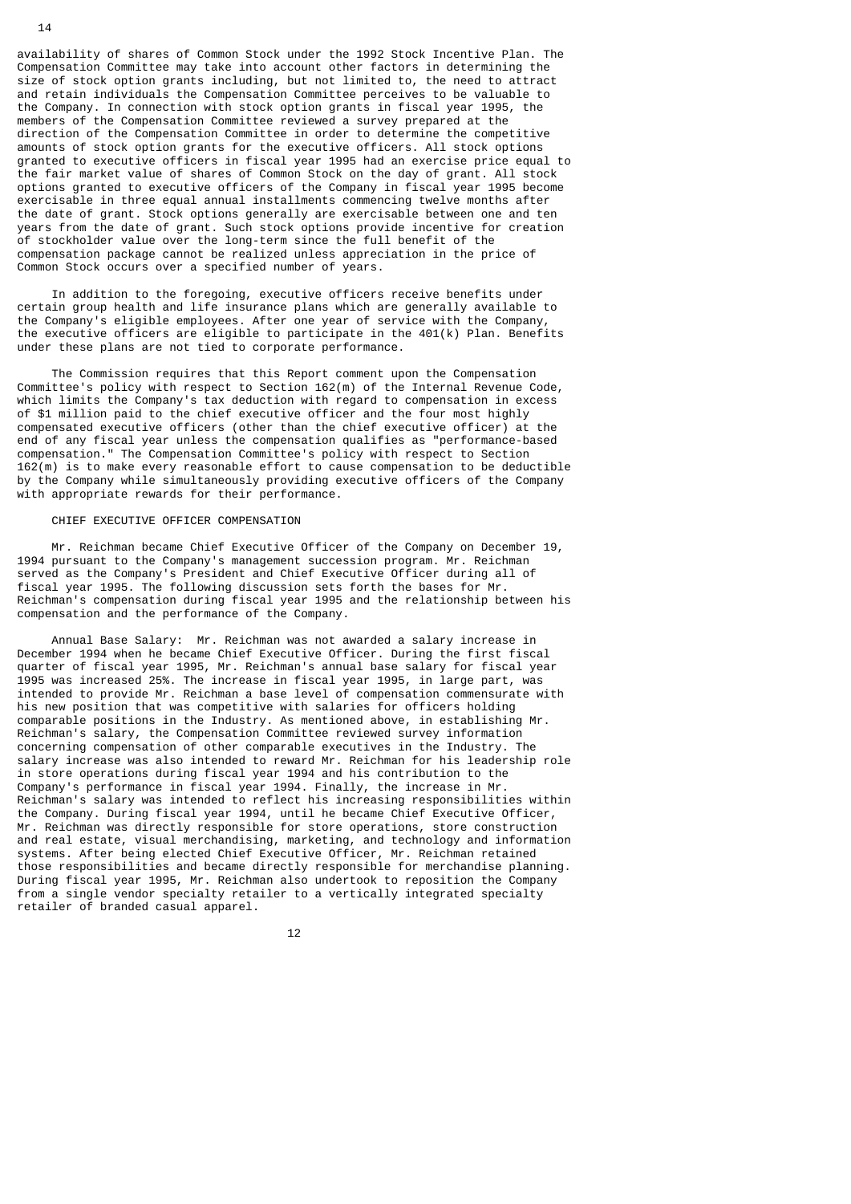availability of shares of Common Stock under the 1992 Stock Incentive Plan. The Compensation Committee may take into account other factors in determining the size of stock option grants including, but not limited to, the need to attract and retain individuals the Compensation Committee perceives to be valuable to the Company. In connection with stock option grants in fiscal year 1995, the members of the Compensation Committee reviewed a survey prepared at the direction of the Compensation Committee in order to determine the competitive amounts of stock option grants for the executive officers. All stock options granted to executive officers in fiscal year 1995 had an exercise price equal to the fair market value of shares of Common Stock on the day of grant. All stock options granted to executive officers of the Company in fiscal year 1995 become exercisable in three equal annual installments commencing twelve months after the date of grant. Stock options generally are exercisable between one and ten years from the date of grant. Such stock options provide incentive for creation of stockholder value over the long-term since the full benefit of the compensation package cannot be realized unless appreciation in the price of Common Stock occurs over a specified number of years.

In addition to the foregoing, executive officers receive benefits under certain group health and life insurance plans which are generally available to the Company's eligible employees. After one year of service with the Company, the executive officers are eligible to participate in the 401(k) Plan. Benefits under these plans are not tied to corporate performance.

The Commission requires that this Report comment upon the Compensation Committee's policy with respect to Section 162(m) of the Internal Revenue Code, which limits the Company's tax deduction with regard to compensation in excess of $1 million paid to the chief executive officer and the four most highly compensated executive officers (other than the chief executive officer) at the end of any fiscal year unless the compensation qualifies as "performance-based compensation." The Compensation Committee's policy with respect to Section 162(m) is to make every reasonable effort to cause compensation to be deductible by the Company while simultaneously providing executive officers of the Company with appropriate rewards for their performance.

CHIEF EXECUTIVE OFFICER COMPENSATION

Mr. Reichman became Chief Executive Officer of the Company on December 19, 1994 pursuant to the Company's management succession program. Mr. Reichman served as the Company's President and Chief Executive Officer during all of fiscal year 1995. The following discussion sets forth the bases for Mr. Reichman's compensation during fiscal year 1995 and the relationship between his compensation and the performance of the Company.

Annual Base Salary: Mr. Reichman was not awarded a salary increase in December 1994 when he became Chief Executive Officer. During the first fiscal quarter of fiscal year 1995, Mr. Reichman's annual base salary for fiscal year 1995 was increased 25%. The increase in fiscal year 1995, in large part, was intended to provide Mr. Reichman a base level of compensation commensurate with his new position that was competitive with salaries for officers holding comparable positions in the Industry. As mentioned above, in establishing Mr. Reichman's salary, the Compensation Committee reviewed survey information concerning compensation of other comparable executives in the Industry. The salary increase was also intended to reward Mr. Reichman for his leadership role in store operations during fiscal year 1994 and his contribution to the Company's performance in fiscal year 1994. Finally, the increase in Mr. Reichman's salary was intended to reflect his increasing responsibilities within the Company. During fiscal year 1994, until he became Chief Executive Officer, Mr. Reichman was directly responsible for store operations, store construction and real estate, visual merchandising, marketing, and technology and information systems. After being elected Chief Executive Officer, Mr. Reichman retained those responsibilities and became directly responsible for merchandise planning. During fiscal year 1995, Mr. Reichman also undertook to reposition the Company from a single vendor specialty retailer to a vertically integrated specialty retailer of branded casual apparel.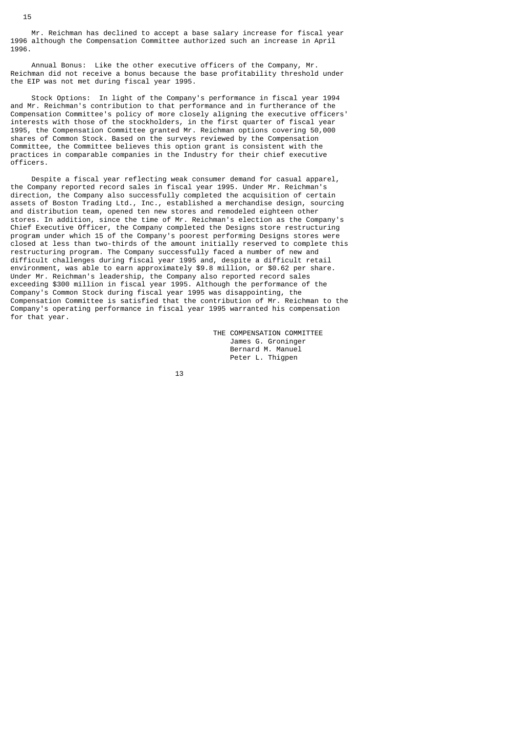Mr. Reichman has declined to accept a base salary increase for fiscal year 1996 although the Compensation Committee authorized such an increase in April 1996.

Annual Bonus: Like the other executive officers of the Company, Mr. Reichman did not receive a bonus because the base profitability threshold under the EIP was not met during fiscal year 1995.

Stock Options: In light of the Company's performance in fiscal year 1994 and Mr. Reichman's contribution to that performance and in furtherance of the Compensation Committee's policy of more closely aligning the executive officers' interests with those of the stockholders, in the first quarter of fiscal year 1995, the Compensation Committee granted Mr. Reichman options covering 50,000 shares of Common Stock. Based on the surveys reviewed by the Compensation Committee, the Committee believes this option grant is consistent with the practices in comparable companies in the Industry for their chief executive officers.

Despite a fiscal year reflecting weak consumer demand for casual apparel, the Company reported record sales in fiscal year 1995. Under Mr. Reichman's direction, the Company also successfully completed the acquisition of certain assets of Boston Trading Ltd., Inc., established a merchandise design, sourcing and distribution team, opened ten new stores and remodeled eighteen other stores. In addition, since the time of Mr. Reichman's election as the Company's Chief Executive Officer, the Company completed the Designs store restructuring program under which 15 of the Company's poorest performing Designs stores were closed at less than two-thirds of the amount initially reserved to complete this restructuring program. The Company successfully faced a number of new and difficult challenges during fiscal year 1995 and, despite a difficult retail environment, was able to earn approximately $9.8 million, or $0.62 per share. Under Mr. Reichman's leadership, the Company also reported record sales exceeding $300 million in fiscal year 1995. Although the performance of the Company's Common Stock during fiscal year 1995 was disappointing, the Compensation Committee is satisfied that the contribution of Mr. Reichman to the Company's operating performance in fiscal year 1995 warranted his compensation for that year.

THE COMPENSATION COMMITTEE
James G. Groninger
Bernard M. Manuel
Peter L. Thigpen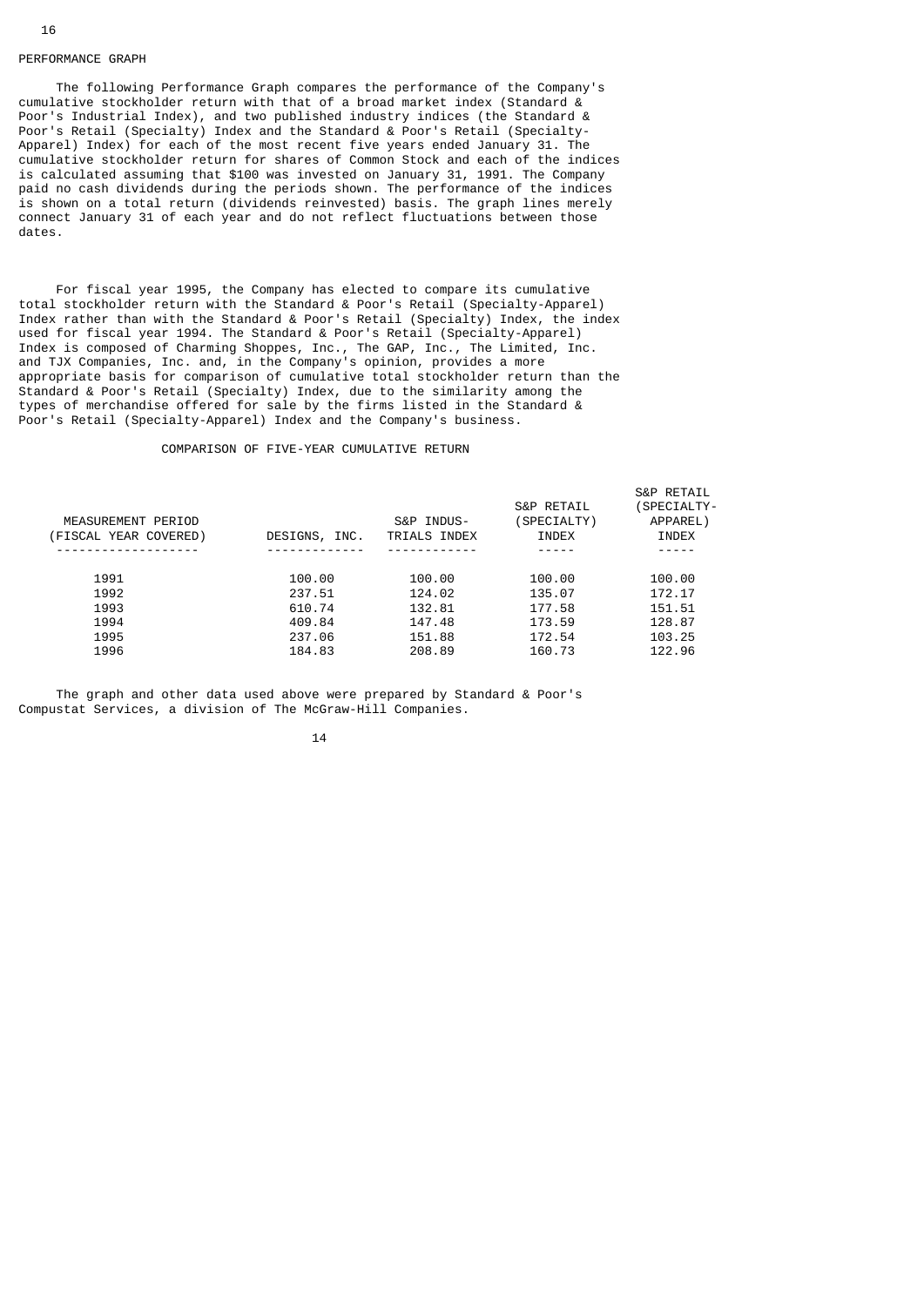## PERFORMANCE GRAPH

The following Performance Graph compares the performance of the Company's cumulative stockholder return with that of a broad market index (Standard & Poor's Industrial Index), and two published industry indices (the Standard & Poor's Retail (Specialty) Index and the Standard & Poor's Retail (Specialty-Apparel) Index) for each of the most recent five years ended January 31. The cumulative stockholder return for shares of Common Stock and each of the indices is calculated assuming that $100 was invested on January 31, 1991. The Company paid no cash dividends during the periods shown. The performance of the indices is shown on a total return (dividends reinvested) basis. The graph lines merely connect January 31 of each year and do not reflect fluctuations between those dates.

For fiscal year 1995, the Company has elected to compare its cumulative total stockholder return with the Standard & Poor's Retail (Specialty-Apparel) Index rather than with the Standard & Poor's Retail (Specialty) Index, the index used for fiscal year 1994. The Standard & Poor's Retail (Specialty-Apparel) Index is composed of Charming Shoppes, Inc., The GAP, Inc., The Limited, Inc. and TJX Companies, Inc. and, in the Company's opinion, provides a more appropriate basis for comparison of cumulative total stockholder return than the Standard & Poor's Retail (Specialty) Index, due to the similarity among the types of merchandise offered for sale by the firms listed in the Standard & Poor's Retail (Specialty-Apparel) Index and the Company's business.

COMPARISON OF FIVE-YEAR CUMULATIVE RETURN

| MEASUREMENT PERIOD (FISCAL YEAR COVERED) | DESIGNS, INC. | S&P INDUSTRIALS INDEX | S&P RETAIL (SPECIALTY) INDEX | S&P RETAIL (SPECIALTY-APPAREL) INDEX |
|---|---|---|---|---|
| 1991 | 100.00 | 100.00 | 100.00 | 100.00 |
| 1992 | 237.51 | 124.02 | 135.07 | 172.17 |
| 1993 | 610.74 | 132.81 | 177.58 | 151.51 |
| 1994 | 409.84 | 147.48 | 173.59 | 128.87 |
| 1995 | 237.06 | 151.88 | 172.54 | 103.25 |
| 1996 | 184.83 | 208.89 | 160.73 | 122.96 |

The graph and other data used above were prepared by Standard & Poor's Compustat Services, a division of The McGraw-Hill Companies.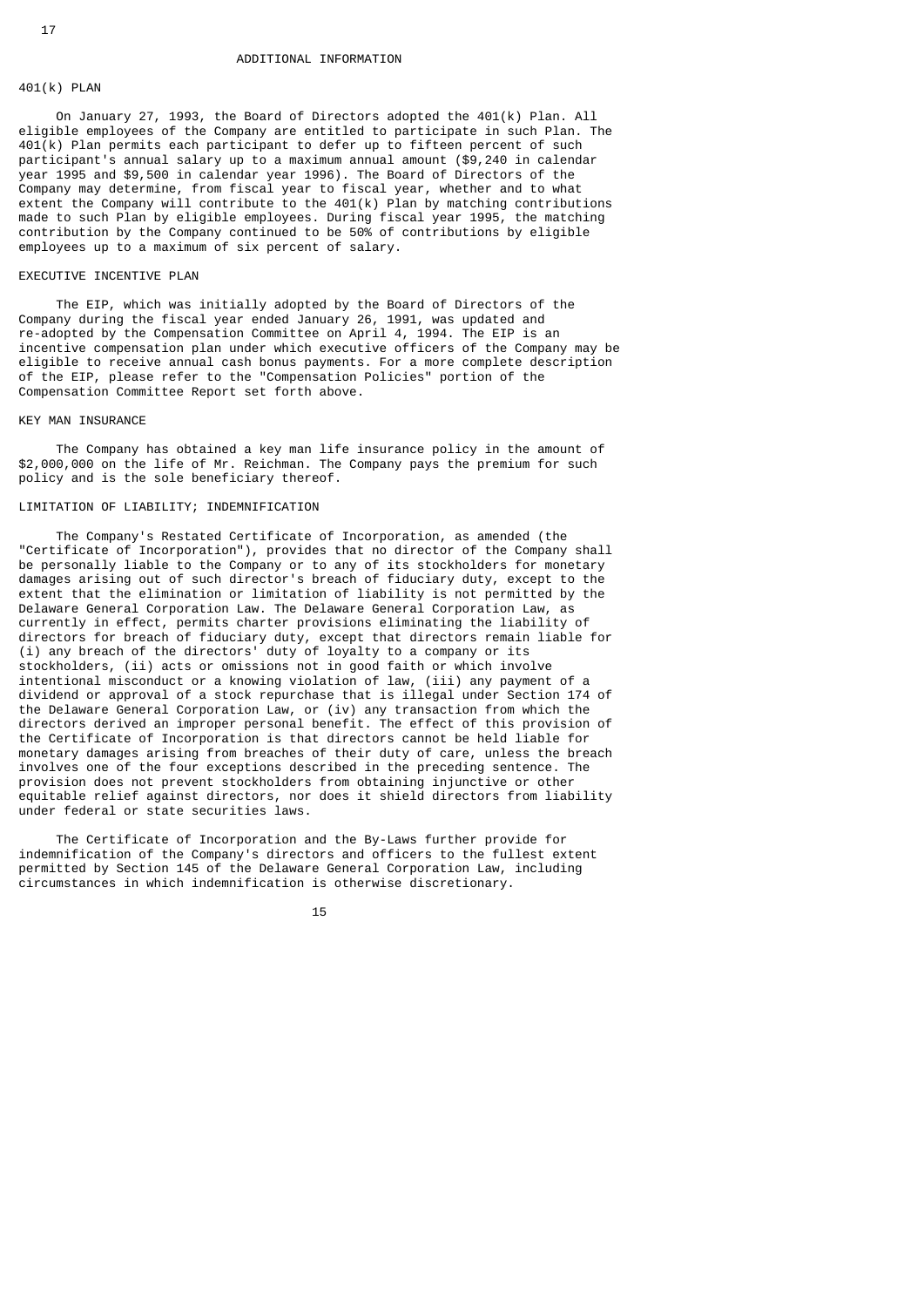## ADDITIONAL INFORMATION

### 401(k) PLAN

On January 27, 1993, the Board of Directors adopted the 401(k) Plan. All eligible employees of the Company are entitled to participate in such Plan. The 401(k) Plan permits each participant to defer up to fifteen percent of such participant's annual salary up to a maximum annual amount ($9,240 in calendar year 1995 and $9,500 in calendar year 1996). The Board of Directors of the Company may determine, from fiscal year to fiscal year, whether and to what extent the Company will contribute to the 401(k) Plan by matching contributions made to such Plan by eligible employees. During fiscal year 1995, the matching contribution by the Company continued to be 50% of contributions by eligible employees up to a maximum of six percent of salary.

### EXECUTIVE INCENTIVE PLAN

The EIP, which was initially adopted by the Board of Directors of the Company during the fiscal year ended January 26, 1991, was updated and re-adopted by the Compensation Committee on April 4, 1994. The EIP is an incentive compensation plan under which executive officers of the Company may be eligible to receive annual cash bonus payments. For a more complete description of the EIP, please refer to the "Compensation Policies" portion of the Compensation Committee Report set forth above.

### KEY MAN INSURANCE

The Company has obtained a key man life insurance policy in the amount of $2,000,000 on the life of Mr. Reichman. The Company pays the premium for such policy and is the sole beneficiary thereof.

### LIMITATION OF LIABILITY; INDEMNIFICATION

The Company's Restated Certificate of Incorporation, as amended (the "Certificate of Incorporation"), provides that no director of the Company shall be personally liable to the Company or to any of its stockholders for monetary damages arising out of such director's breach of fiduciary duty, except to the extent that the elimination or limitation of liability is not permitted by the Delaware General Corporation Law. The Delaware General Corporation Law, as currently in effect, permits charter provisions eliminating the liability of directors for breach of fiduciary duty, except that directors remain liable for (i) any breach of the directors' duty of loyalty to a company or its stockholders, (ii) acts or omissions not in good faith or which involve intentional misconduct or a knowing violation of law, (iii) any payment of a dividend or approval of a stock repurchase that is illegal under Section 174 of the Delaware General Corporation Law, or (iv) any transaction from which the directors derived an improper personal benefit. The effect of this provision of the Certificate of Incorporation is that directors cannot be held liable for monetary damages arising from breaches of their duty of care, unless the breach involves one of the four exceptions described in the preceding sentence. The provision does not prevent stockholders from obtaining injunctive or other equitable relief against directors, nor does it shield directors from liability under federal or state securities laws.

The Certificate of Incorporation and the By-Laws further provide for indemnification of the Company's directors and officers to the fullest extent permitted by Section 145 of the Delaware General Corporation Law, including circumstances in which indemnification is otherwise discretionary.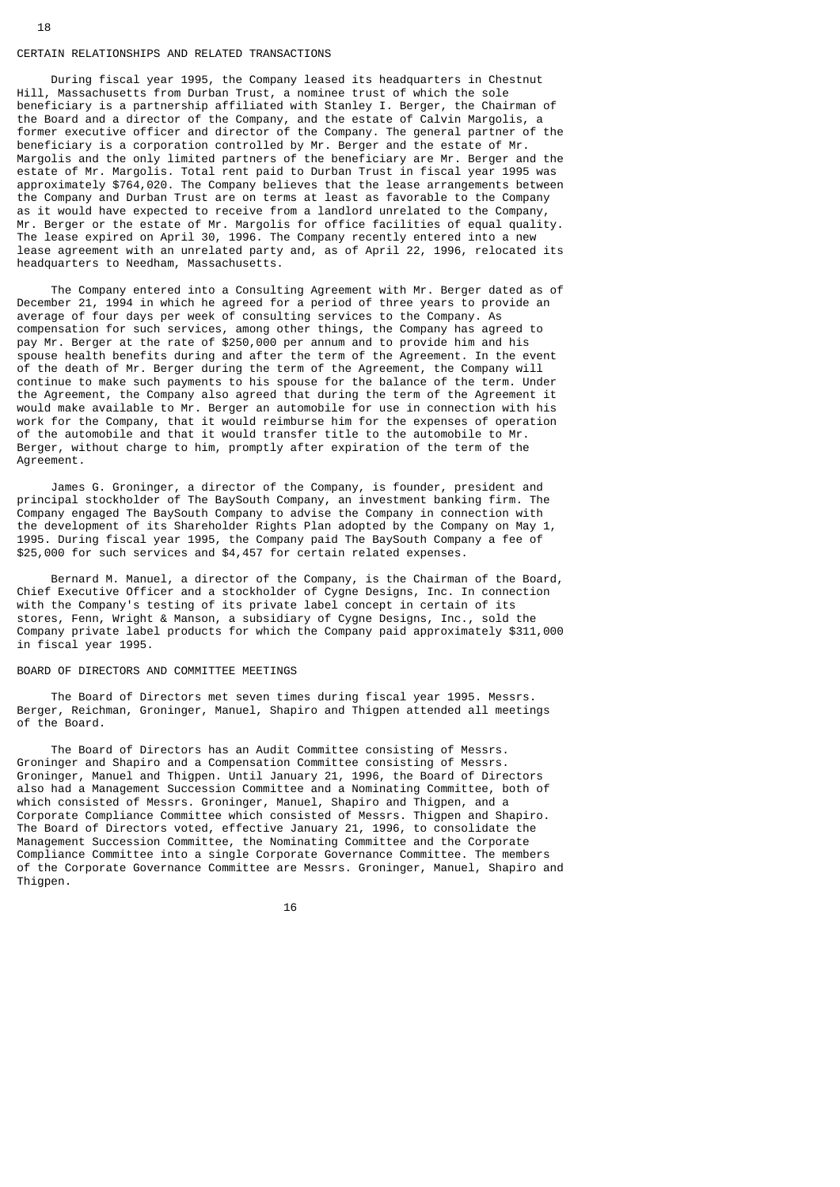## CERTAIN RELATIONSHIPS AND RELATED TRANSACTIONS

During fiscal year 1995, the Company leased its headquarters in Chestnut Hill, Massachusetts from Durban Trust, a nominee trust of which the sole beneficiary is a partnership affiliated with Stanley I. Berger, the Chairman of the Board and a director of the Company, and the estate of Calvin Margolis, a former executive officer and director of the Company. The general partner of the beneficiary is a corporation controlled by Mr. Berger and the estate of Mr. Margolis and the only limited partners of the beneficiary are Mr. Berger and the estate of Mr. Margolis. Total rent paid to Durban Trust in fiscal year 1995 was approximately $764,020. The Company believes that the lease arrangements between the Company and Durban Trust are on terms at least as favorable to the Company as it would have expected to receive from a landlord unrelated to the Company, Mr. Berger or the estate of Mr. Margolis for office facilities of equal quality. The lease expired on April 30, 1996. The Company recently entered into a new lease agreement with an unrelated party and, as of April 22, 1996, relocated its headquarters to Needham, Massachusetts.

The Company entered into a Consulting Agreement with Mr. Berger dated as of December 21, 1994 in which he agreed for a period of three years to provide an average of four days per week of consulting services to the Company. As compensation for such services, among other things, the Company has agreed to pay Mr. Berger at the rate of $250,000 per annum and to provide him and his spouse health benefits during and after the term of the Agreement. In the event of the death of Mr. Berger during the term of the Agreement, the Company will continue to make such payments to his spouse for the balance of the term. Under the Agreement, the Company also agreed that during the term of the Agreement it would make available to Mr. Berger an automobile for use in connection with his work for the Company, that it would reimburse him for the expenses of operation of the automobile and that it would transfer title to the automobile to Mr. Berger, without charge to him, promptly after expiration of the term of the Agreement.

James G. Groninger, a director of the Company, is founder, president and principal stockholder of The BaySouth Company, an investment banking firm. The Company engaged The BaySouth Company to advise the Company in connection with the development of its Shareholder Rights Plan adopted by the Company on May 1, 1995. During fiscal year 1995, the Company paid The BaySouth Company a fee of $25,000 for such services and $4,457 for certain related expenses.

Bernard M. Manuel, a director of the Company, is the Chairman of the Board, Chief Executive Officer and a stockholder of Cygne Designs, Inc. In connection with the Company's testing of its private label concept in certain of its stores, Fenn, Wright & Manson, a subsidiary of Cygne Designs, Inc., sold the Company private label products for which the Company paid approximately $311,000 in fiscal year 1995.

## BOARD OF DIRECTORS AND COMMITTEE MEETINGS

The Board of Directors met seven times during fiscal year 1995. Messrs. Berger, Reichman, Groninger, Manuel, Shapiro and Thigpen attended all meetings of the Board.

The Board of Directors has an Audit Committee consisting of Messrs. Groninger and Shapiro and a Compensation Committee consisting of Messrs. Groninger, Manuel and Thigpen. Until January 21, 1996, the Board of Directors also had a Management Succession Committee and a Nominating Committee, both of which consisted of Messrs. Groninger, Manuel, Shapiro and Thigpen, and a Corporate Compliance Committee which consisted of Messrs. Thigpen and Shapiro. The Board of Directors voted, effective January 21, 1996, to consolidate the Management Succession Committee, the Nominating Committee and the Corporate Compliance Committee into a single Corporate Governance Committee. The members of the Corporate Governance Committee are Messrs. Groninger, Manuel, Shapiro and Thigpen.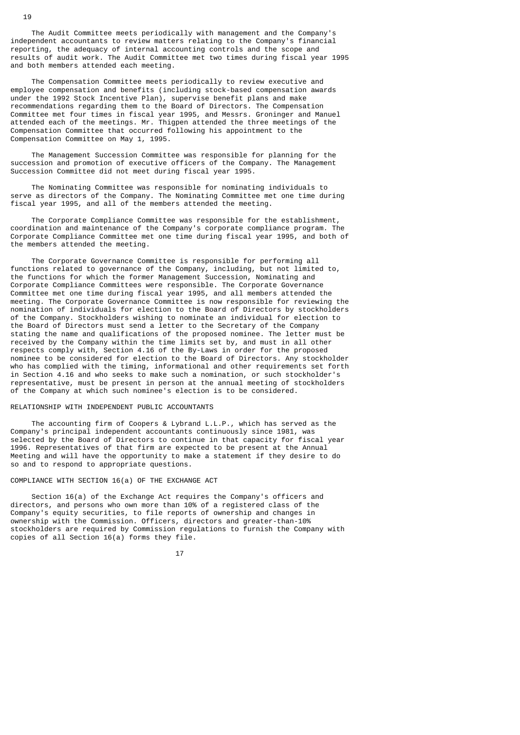The Audit Committee meets periodically with management and the Company's independent accountants to review matters relating to the Company's financial reporting, the adequacy of internal accounting controls and the scope and results of audit work. The Audit Committee met two times during fiscal year 1995 and both members attended each meeting.

The Compensation Committee meets periodically to review executive and employee compensation and benefits (including stock-based compensation awards under the 1992 Stock Incentive Plan), supervise benefit plans and make recommendations regarding them to the Board of Directors. The Compensation Committee met four times in fiscal year 1995, and Messrs. Groninger and Manuel attended each of the meetings. Mr. Thigpen attended the three meetings of the Compensation Committee that occurred following his appointment to the Compensation Committee on May 1, 1995.

The Management Succession Committee was responsible for planning for the succession and promotion of executive officers of the Company. The Management Succession Committee did not meet during fiscal year 1995.

The Nominating Committee was responsible for nominating individuals to serve as directors of the Company. The Nominating Committee met one time during fiscal year 1995, and all of the members attended the meeting.

The Corporate Compliance Committee was responsible for the establishment, coordination and maintenance of the Company's corporate compliance program. The Corporate Compliance Committee met one time during fiscal year 1995, and both of the members attended the meeting.

The Corporate Governance Committee is responsible for performing all functions related to governance of the Company, including, but not limited to, the functions for which the former Management Succession, Nominating and Corporate Compliance Committees were responsible. The Corporate Governance Committee met one time during fiscal year 1995, and all members attended the meeting. The Corporate Governance Committee is now responsible for reviewing the nomination of individuals for election to the Board of Directors by stockholders of the Company. Stockholders wishing to nominate an individual for election to the Board of Directors must send a letter to the Secretary of the Company stating the name and qualifications of the proposed nominee. The letter must be received by the Company within the time limits set by, and must in all other respects comply with, Section 4.16 of the By-Laws in order for the proposed nominee to be considered for election to the Board of Directors. Any stockholder who has complied with the timing, informational and other requirements set forth in Section 4.16 and who seeks to make such a nomination, or such stockholder's representative, must be present in person at the annual meeting of stockholders of the Company at which such nominee's election is to be considered.

## RELATIONSHIP WITH INDEPENDENT PUBLIC ACCOUNTANTS

The accounting firm of Coopers & Lybrand L.L.P., which has served as the Company's principal independent accountants continuously since 1981, was selected by the Board of Directors to continue in that capacity for fiscal year 1996. Representatives of that firm are expected to be present at the Annual Meeting and will have the opportunity to make a statement if they desire to do so and to respond to appropriate questions.

## COMPLIANCE WITH SECTION 16(a) OF THE EXCHANGE ACT

Section 16(a) of the Exchange Act requires the Company's officers and directors, and persons who own more than 10% of a registered class of the Company's equity securities, to file reports of ownership and changes in ownership with the Commission. Officers, directors and greater-than-10% stockholders are required by Commission regulations to furnish the Company with copies of all Section 16(a) forms they file.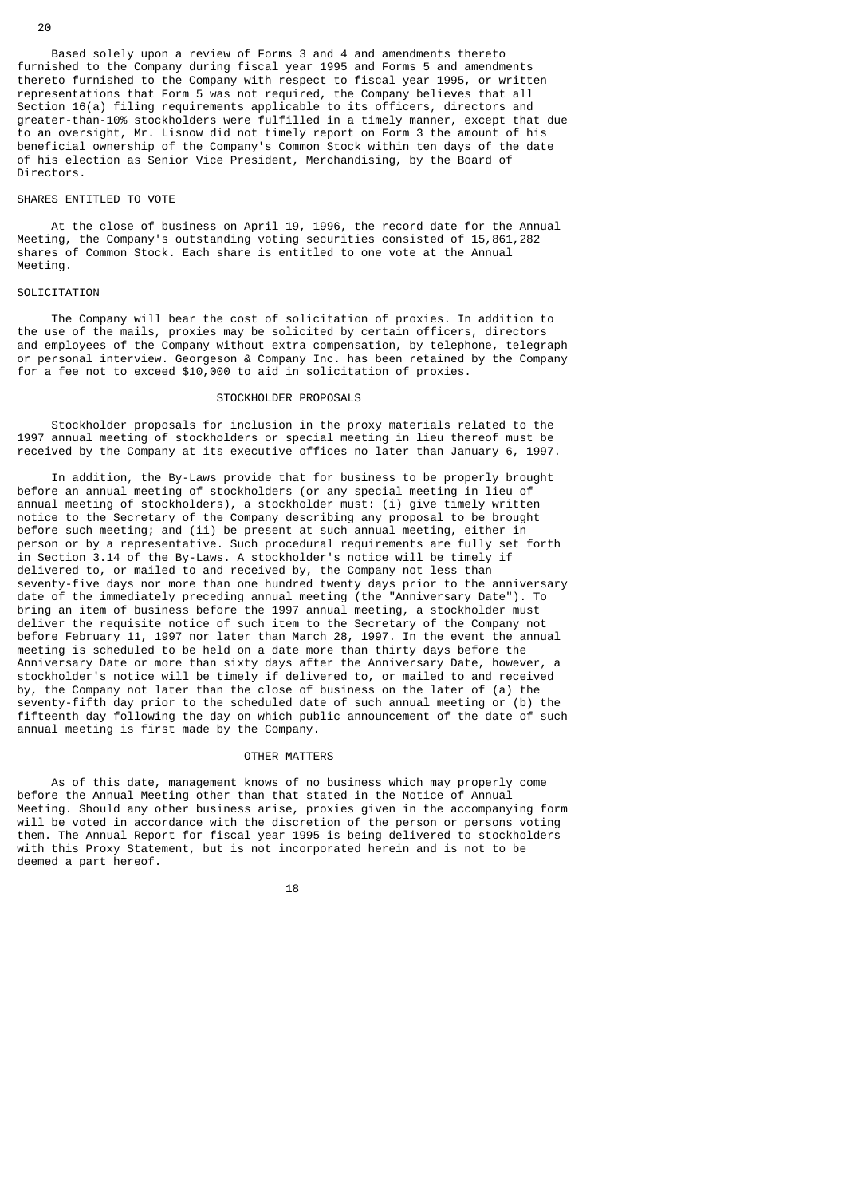Based solely upon a review of Forms 3 and 4 and amendments thereto furnished to the Company during fiscal year 1995 and Forms 5 and amendments thereto furnished to the Company with respect to fiscal year 1995, or written representations that Form 5 was not required, the Company believes that all Section 16(a) filing requirements applicable to its officers, directors and greater-than-10% stockholders were fulfilled in a timely manner, except that due to an oversight, Mr. Lisnow did not timely report on Form 3 the amount of his beneficial ownership of the Company's Common Stock within ten days of the date of his election as Senior Vice President, Merchandising, by the Board of Directors.

### SHARES ENTITLED TO VOTE

At the close of business on April 19, 1996, the record date for the Annual Meeting, the Company's outstanding voting securities consisted of 15,861,282 shares of Common Stock. Each share is entitled to one vote at the Annual Meeting.

### SOLICITATION

The Company will bear the cost of solicitation of proxies. In addition to the use of the mails, proxies may be solicited by certain officers, directors and employees of the Company without extra compensation, by telephone, telegraph or personal interview. Georgeson & Company Inc. has been retained by the Company for a fee not to exceed $10,000 to aid in solicitation of proxies.

## STOCKHOLDER PROPOSALS

Stockholder proposals for inclusion in the proxy materials related to the 1997 annual meeting of stockholders or special meeting in lieu thereof must be received by the Company at its executive offices no later than January 6, 1997.

In addition, the By-Laws provide that for business to be properly brought before an annual meeting of stockholders (or any special meeting in lieu of annual meeting of stockholders), a stockholder must: (i) give timely written notice to the Secretary of the Company describing any proposal to be brought before such meeting; and (ii) be present at such annual meeting, either in person or by a representative. Such procedural requirements are fully set forth in Section 3.14 of the By-Laws. A stockholder's notice will be timely if delivered to, or mailed to and received by, the Company not less than seventy-five days nor more than one hundred twenty days prior to the anniversary date of the immediately preceding annual meeting (the "Anniversary Date"). To bring an item of business before the 1997 annual meeting, a stockholder must deliver the requisite notice of such item to the Secretary of the Company not before February 11, 1997 nor later than March 28, 1997. In the event the annual meeting is scheduled to be held on a date more than thirty days before the Anniversary Date or more than sixty days after the Anniversary Date, however, a stockholder's notice will be timely if delivered to, or mailed to and received by, the Company not later than the close of business on the later of (a) the seventy-fifth day prior to the scheduled date of such annual meeting or (b) the fifteenth day following the day on which public announcement of the date of such annual meeting is first made by the Company.

## OTHER MATTERS

As of this date, management knows of no business which may properly come before the Annual Meeting other than that stated in the Notice of Annual Meeting. Should any other business arise, proxies given in the accompanying form will be voted in accordance with the discretion of the person or persons voting them. The Annual Report for fiscal year 1995 is being delivered to stockholders with this Proxy Statement, but is not incorporated herein and is not to be deemed a part hereof.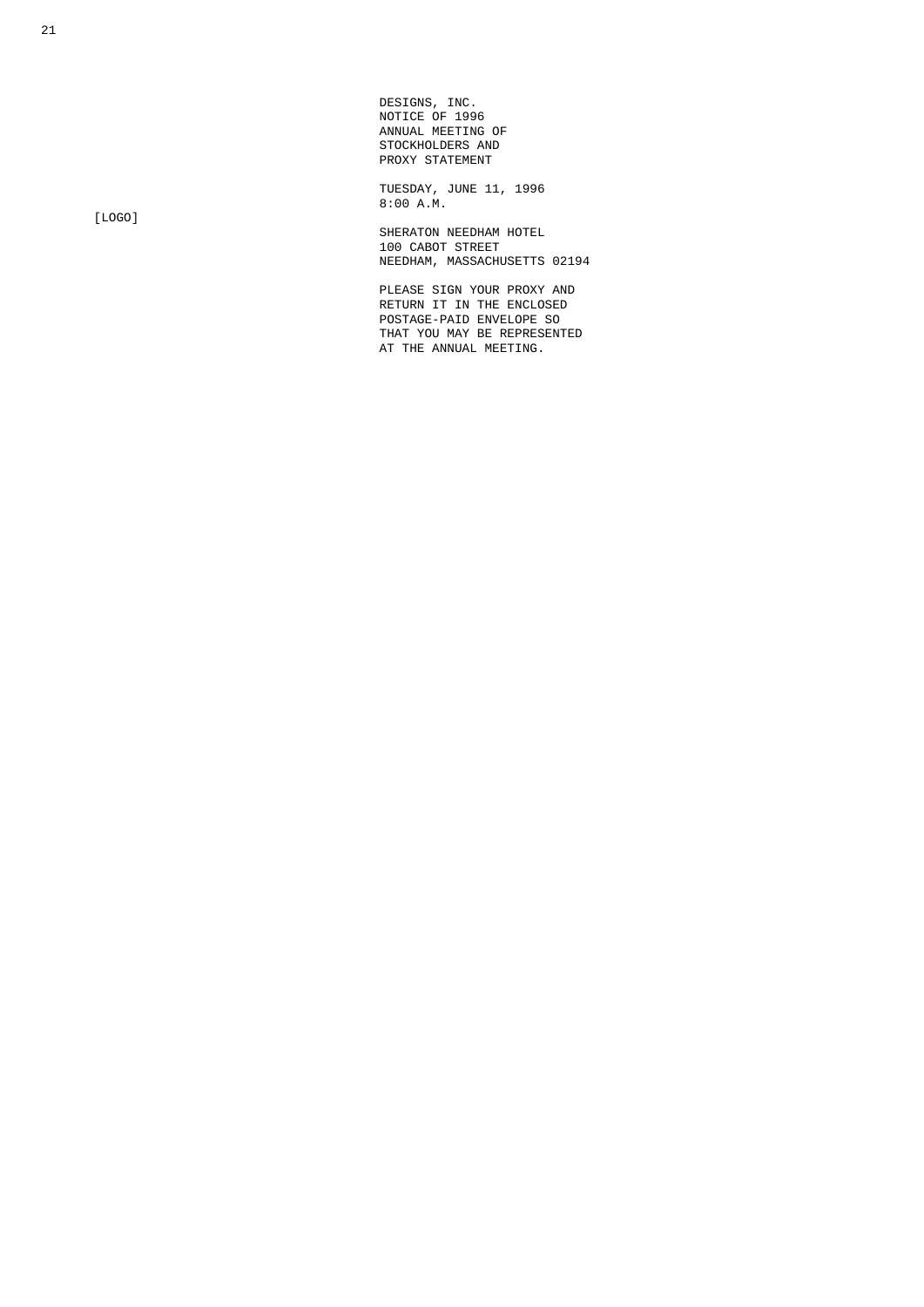[LOGO]

DESIGNS, INC.
NOTICE OF 1996
ANNUAL MEETING OF
STOCKHOLDERS AND
PROXY STATEMENT

TUESDAY, JUNE 11, 1996
8:00 A.M.

SHERATON NEEDHAM HOTEL
100 CABOT STREET
NEEDHAM, MASSACHUSETTS 02194

PLEASE SIGN YOUR PROXY AND
RETURN IT IN THE ENCLOSED
POSTAGE-PAID ENVELOPE SO
THAT YOU MAY BE REPRESENTED
AT THE ANNUAL MEETING.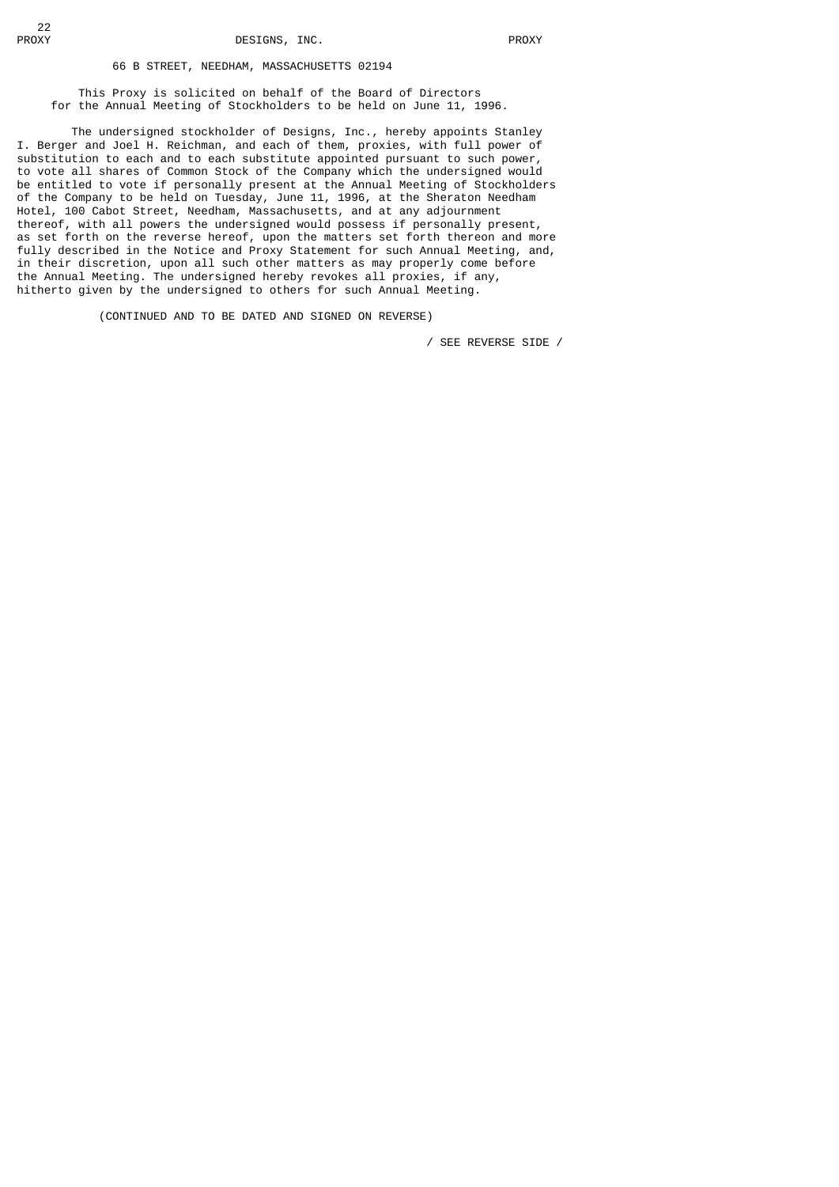PROXY DESIGNS, INC. PROXY

66 B STREET, NEEDHAM, MASSACHUSETTS 02194

This Proxy is solicited on behalf of the Board of Directors for the Annual Meeting of Stockholders to be held on June 11, 1996.

The undersigned stockholder of Designs, Inc., hereby appoints Stanley I. Berger and Joel H. Reichman, and each of them, proxies, with full power of substitution to each and to each substitute appointed pursuant to such power, to vote all shares of Common Stock of the Company which the undersigned would be entitled to vote if personally present at the Annual Meeting of Stockholders of the Company to be held on Tuesday, June 11, 1996, at the Sheraton Needham Hotel, 100 Cabot Street, Needham, Massachusetts, and at any adjournment thereof, with all powers the undersigned would possess if personally present, as set forth on the reverse hereof, upon the matters set forth thereon and more fully described in the Notice and Proxy Statement for such Annual Meeting, and, in their discretion, upon all such other matters as may properly come before the Annual Meeting. The undersigned hereby revokes all proxies, if any, hitherto given by the undersigned to others for such Annual Meeting.

(CONTINUED AND TO BE DATED AND SIGNED ON REVERSE)

/ SEE REVERSE SIDE /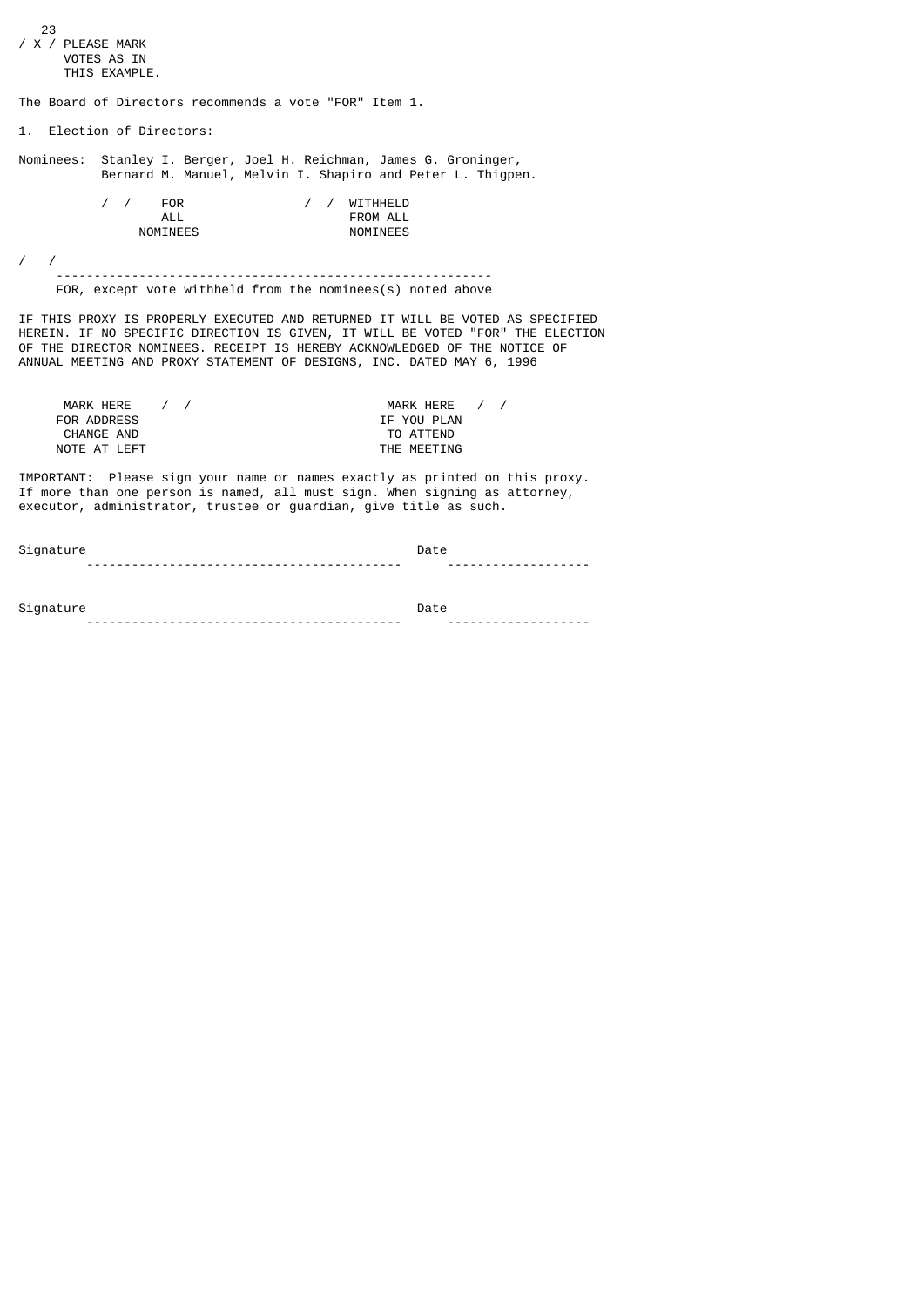/ X / PLEASE MARK VOTES AS IN THIS EXAMPLE.

The Board of Directors recommends a vote "FOR" Item 1.

1. Election of Directors:

Nominees: Stanley I. Berger, Joel H. Reichman, James G. Groninger, Bernard M. Manuel, Melvin I. Shapiro and Peter L. Thigpen.

/ / FOR ALL NOMINEES

/ / WITHHELD FROM ALL NOMINEES

/ /

---------------------------------------------------------

FOR, except vote withheld from the nominees(s) noted above

IF THIS PROXY IS PROPERLY EXECUTED AND RETURNED IT WILL BE VOTED AS SPECIFIED HEREIN. IF NO SPECIFIC DIRECTION IS GIVEN, IT WILL BE VOTED "FOR" THE ELECTION OF THE DIRECTOR NOMINEES. RECEIPT IS HEREBY ACKNOWLEDGED OF THE NOTICE OF ANNUAL MEETING AND PROXY STATEMENT OF DESIGNS, INC. DATED MAY 6, 1996

MARK HERE / / FOR ADDRESS CHANGE AND NOTE AT LEFT

MARK HERE / / IF YOU PLAN TO ATTEND THE MEETING

IMPORTANT: Please sign your name or names exactly as printed on this proxy. If more than one person is named, all must sign. When signing as attorney, executor, administrator, trustee or guardian, give title as such.

Signature ----------------------------------------- Date -------------------

Signature ----------------------------------------- Date -------------------